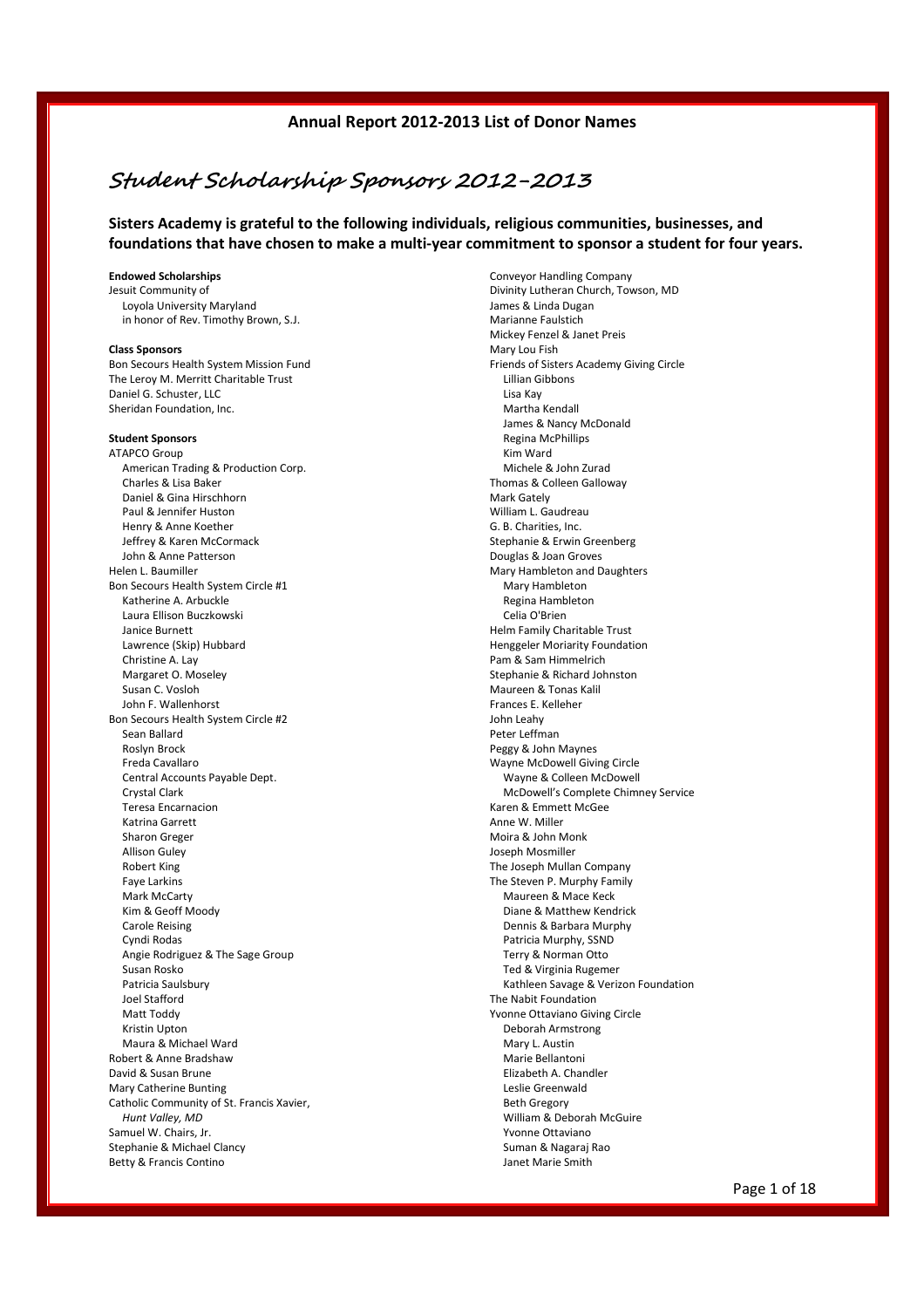## Annual Report 2012-2013 List of Donor Names

# *Student Scholarship Sponsors 2012-2013*

**Sisters Academy is grateful to the following individuals, religious communities, businesses, and foundations that have chosen to make a multi-year commitment to sponsor a student for four years.**

**Endowed Scholarships**

Jesuit Community of
  Loyola University Maryland
  in honor of Rev. Timothy Brown, S.J.

**Class Sponsors**

Bon Secours Health System Mission Fund
The Leroy M. Merritt Charitable Trust
Daniel G. Schuster, LLC
Sheridan Foundation, Inc.

**Student Sponsors**

ATAPCO Group
  American Trading & Production Corp.
  Charles & Lisa Baker
  Daniel & Gina Hirschhorn
  Paul & Jennifer Huston
  Henry & Anne Koether
  Jeffrey & Karen McCormack
  John & Anne Patterson
Helen L. Baumiller
Bon Secours Health System Circle #1
  Katherine A. Arbuckle
  Laura Ellison Buczkowski
  Janice Burnett
  Lawrence (Skip) Hubbard
  Christine A. Lay
  Margaret O. Moseley
  Susan C. Vosloh
  John F. Wallenhorst
Bon Secours Health System Circle #2
  Sean Ballard
  Roslyn Brock
  Freda Cavallaro
  Central Accounts Payable Dept.
  Crystal Clark
  Teresa Encarnacion
  Katrina Garrett
  Sharon Greger
  Allison Guley
  Robert King
  Faye Larkins
  Mark McCarty
  Kim & Geoff Moody
  Carole Reising
  Cyndi Rodas
  Angie Rodriguez & The Sage Group
  Susan Rosko
  Patricia Saulsbury
  Joel Stafford
  Matt Toddy
  Kristin Upton
  Maura & Michael Ward
Robert & Anne Bradshaw
David & Susan Brune
Mary Catherine Bunting
Catholic Community of St. Francis Xavier,
  *Hunt Valley, MD*
Samuel W. Chairs, Jr.
Stephanie & Michael Clancy
Betty & Francis Contino
Conveyor Handling Company
Divinity Lutheran Church, Towson, MD
James & Linda Dugan
Marianne Faulstich
Mickey Fenzel & Janet Preis
Mary Lou Fish
Friends of Sisters Academy Giving Circle
  Lillian Gibbons
  Lisa Kay
  Martha Kendall
  James & Nancy McDonald
  Regina McPhillips
  Kim Ward
  Michele & John Zurad
Thomas & Colleen Galloway
Mark Gately
William L. Gaudreau
G. B. Charities, Inc.
Stephanie & Erwin Greenberg
Douglas & Joan Groves
Mary Hambleton and Daughters
  Mary Hambleton
  Regina Hambleton
  Celia O'Brien
Helm Family Charitable Trust
Henggeler Moriarity Foundation
Pam & Sam Himmelrich
Stephanie & Richard Johnston
Maureen & Tonas Kalil
Frances E. Kelleher
John Leahy
Peter Leffman
Peggy & John Maynes
Wayne McDowell Giving Circle
  Wayne & Colleen McDowell
  McDowell's Complete Chimney Service
Karen & Emmett McGee
Anne W. Miller
Moira & John Monk
Joseph Mosmiller
The Joseph Mullan Company
The Steven P. Murphy Family
  Maureen & Mace Keck
  Diane & Matthew Kendrick
  Dennis & Barbara Murphy
  Patricia Murphy, SSND
  Terry & Norman Otto
  Ted & Virginia Rugemer
  Kathleen Savage & Verizon Foundation
The Nabit Foundation
Yvonne Ottaviano Giving Circle
  Deborah Armstrong
  Mary L. Austin
  Marie Bellantoni
  Elizabeth A. Chandler
  Leslie Greenwald
  Beth Gregory
  William & Deborah McGuire
  Yvonne Ottaviano
  Suman & Nagaraj Rao
  Janet Marie Smith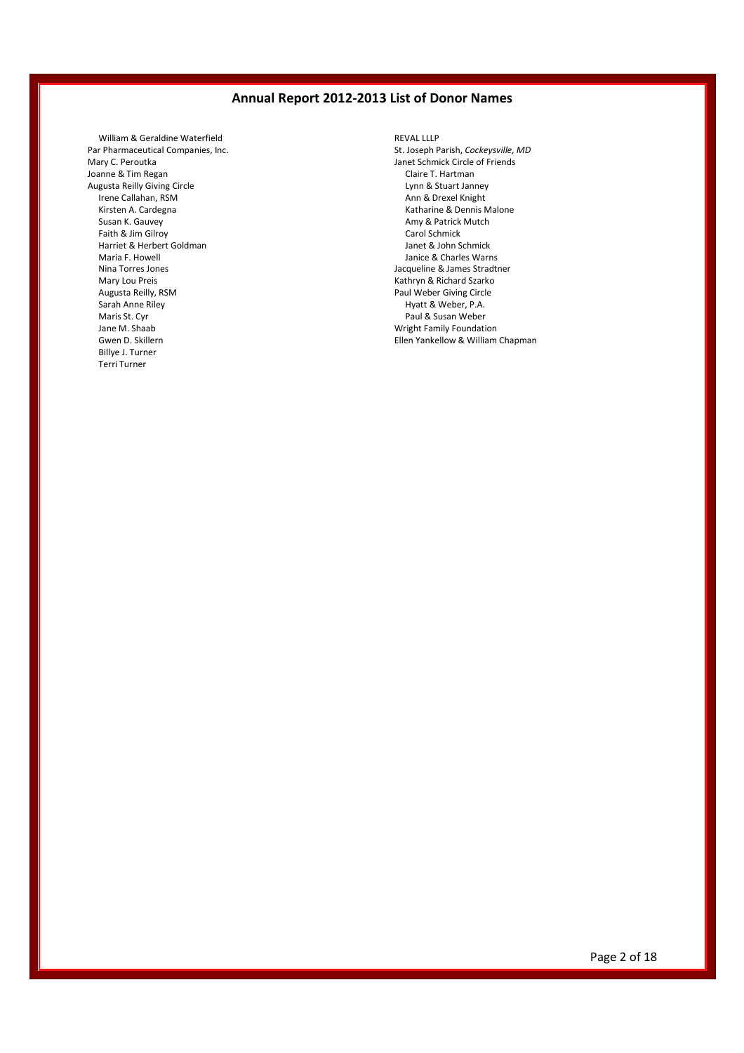## Annual Report 2012-2013 List of Donor Names

- William & Geraldine Waterfield

Par Pharmaceutical Companies, Inc.
Mary C. Peroutka
Joanne & Tim Regan
Augusta Reilly Giving Circle

- Irene Callahan, RSM
- Kirsten A. Cardegna
- Susan K. Gauvey
- Faith & Jim Gilroy
- Harriet & Herbert Goldman
- Maria F. Howell
- Nina Torres Jones
- Mary Lou Preis
- Augusta Reilly, RSM
- Sarah Anne Riley
- Maris St. Cyr
- Jane M. Shaab
- Gwen D. Skillern
- Billye J. Turner
- Terri Turner

REVAL LLLP
St. Joseph Parish, *Cockeysville, MD*
Janet Schmick Circle of Friends

- Claire T. Hartman
- Lynn & Stuart Janney
- Ann & Drexel Knight
- Katharine & Dennis Malone
- Amy & Patrick Mutch
- Carol Schmick
- Janet & John Schmick
- Janice & Charles Warns

Jacqueline & James Stradtner
Kathryn & Richard Szarko
Paul Weber Giving Circle

- Hyatt & Weber, P.A.
- Paul & Susan Weber

Wright Family Foundation
Ellen Yankellow & William Chapman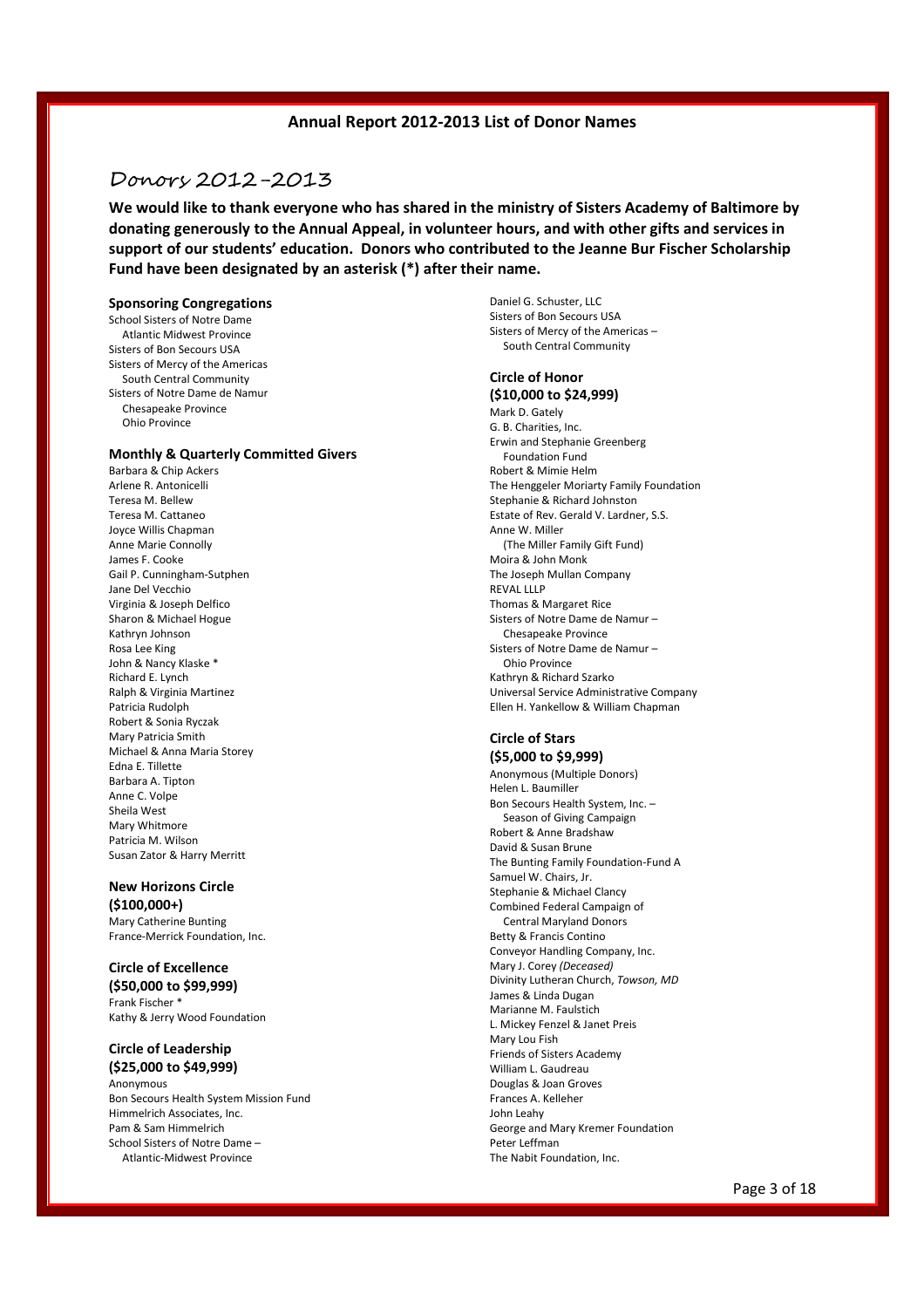# Annual Report 2012-2013 List of Donor Names

## Donors 2012-2013

**We would like to thank everyone who has shared in the ministry of Sisters Academy of Baltimore by donating generously to the Annual Appeal, in volunteer hours, and with other gifts and services in support of our students' education. Donors who contributed to the Jeanne Bur Fischer Scholarship Fund have been designated by an asterisk (*) after their name.**

### Sponsoring Congregations

School Sisters of Notre Dame
  Atlantic Midwest Province
Sisters of Bon Secours USA
Sisters of Mercy of the Americas
  South Central Community
Sisters of Notre Dame de Namur
  Chesapeake Province
  Ohio Province

### Monthly & Quarterly Committed Givers

Barbara & Chip Ackers
Arlene R. Antonicelli
Teresa M. Bellew
Teresa M. Cattaneo
Joyce Willis Chapman
Anne Marie Connolly
James F. Cooke
Gail P. Cunningham-Sutphen
Jane Del Vecchio
Virginia & Joseph Delfico
Sharon & Michael Hogue
Kathryn Johnson
Rosa Lee King
John & Nancy Klaske *
Richard E. Lynch
Ralph & Virginia Martinez
Patricia Rudolph
Robert & Sonia Ryczak
Mary Patricia Smith
Michael & Anna Maria Storey
Edna E. Tillette
Barbara A. Tipton
Anne C. Volpe
Sheila West
Mary Whitmore
Patricia M. Wilson
Susan Zator & Harry Merritt

### New Horizons Circle (\$100,000+)

Mary Catherine Bunting
France-Merrick Foundation, Inc.

### Circle of Excellence (\$50,000 to \$99,999)

Frank Fischer *
Kathy & Jerry Wood Foundation

### Circle of Leadership (\$25,000 to \$49,999)

Anonymous
Bon Secours Health System Mission Fund
Himmelrich Associates, Inc.
Pam & Sam Himmelrich
School Sisters of Notre Dame –
  Atlantic-Midwest Province
Daniel G. Schuster, LLC
Sisters of Bon Secours USA
Sisters of Mercy of the Americas –
  South Central Community

### Circle of Honor (\$10,000 to \$24,999)

Mark D. Gately
G. B. Charities, Inc.
Erwin and Stephanie Greenberg
  Foundation Fund
Robert & Mimie Helm
The Henggeler Moriarty Family Foundation
Stephanie & Richard Johnston
Estate of Rev. Gerald V. Lardner, S.S.
Anne W. Miller
  (The Miller Family Gift Fund)
Moira & John Monk
The Joseph Mullan Company
REVAL LLLP
Thomas & Margaret Rice
Sisters of Notre Dame de Namur –
  Chesapeake Province
Sisters of Notre Dame de Namur –
  Ohio Province
Kathryn & Richard Szarko
Universal Service Administrative Company
Ellen H. Yankellow & William Chapman

### Circle of Stars (\$5,000 to \$9,999)

Anonymous (Multiple Donors)
Helen L. Baumiller
Bon Secours Health System, Inc. –
  Season of Giving Campaign
Robert & Anne Bradshaw
David & Susan Brune
The Bunting Family Foundation-Fund A
Samuel W. Chairs, Jr.
Stephanie & Michael Clancy
Combined Federal Campaign of
  Central Maryland Donors
Betty & Francis Contino
Conveyor Handling Company, Inc.
Mary J. Corey *(Deceased)*
Divinity Lutheran Church, *Towson, MD*
James & Linda Dugan
Marianne M. Faulstich
L. Mickey Fenzel & Janet Preis
Mary Lou Fish
Friends of Sisters Academy
William L. Gaudreau
Douglas & Joan Groves
Frances A. Kelleher
John Leahy
George and Mary Kremer Foundation
Peter Leffman
The Nabit Foundation, Inc.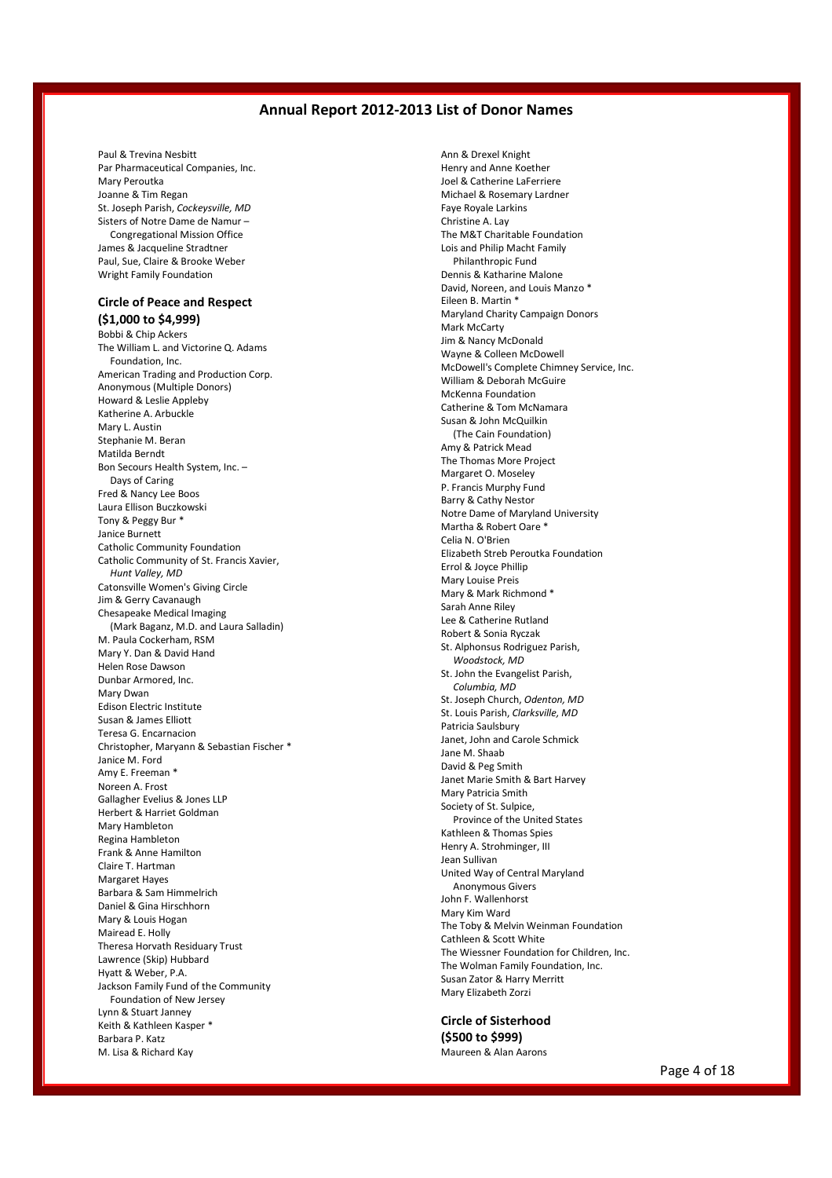## Annual Report 2012-2013 List of Donor Names

Paul & Trevina Nesbitt
Par Pharmaceutical Companies, Inc.
Mary Peroutka
Joanne & Tim Regan
St. Joseph Parish, *Cockeysville, MD*
Sisters of Notre Dame de Namur – Congregational Mission Office
James & Jacqueline Stradtner
Paul, Sue, Claire & Brooke Weber
Wright Family Foundation

### Circle of Peace and Respect (\$1,000 to \$4,999)

Bobbi & Chip Ackers
The William L. and Victorine Q. Adams Foundation, Inc.
American Trading and Production Corp.
Anonymous (Multiple Donors)
Howard & Leslie Appleby
Katherine A. Arbuckle
Mary L. Austin
Stephanie M. Beran
Matilda Berndt
Bon Secours Health System, Inc. – Days of Caring
Fred & Nancy Lee Boos
Laura Ellison Buczkowski
Tony & Peggy Bur *
Janice Burnett
Catholic Community Foundation
Catholic Community of St. Francis Xavier, *Hunt Valley, MD*
Catonsville Women's Giving Circle
Jim & Gerry Cavanaugh
Chesapeake Medical Imaging (Mark Baganz, M.D. and Laura Salladin)
M. Paula Cockerham, RSM
Mary Y. Dan & David Hand
Helen Rose Dawson
Dunbar Armored, Inc.
Mary Dwan
Edison Electric Institute
Susan & James Elliott
Teresa G. Encarnacion
Christopher, Maryann & Sebastian Fischer *
Janice M. Ford
Amy E. Freeman *
Noreen A. Frost
Gallagher Evelius & Jones LLP
Herbert & Harriet Goldman
Mary Hambleton
Regina Hambleton
Frank & Anne Hamilton
Claire T. Hartman
Margaret Hayes
Barbara & Sam Himmelrich
Daniel & Gina Hirschhorn
Mary & Louis Hogan
Mairead E. Holly
Theresa Horvath Residuary Trust
Lawrence (Skip) Hubbard
Hyatt & Weber, P.A.
Jackson Family Fund of the Community Foundation of New Jersey
Lynn & Stuart Janney
Keith & Kathleen Kasper *
Barbara P. Katz
M. Lisa & Richard Kay
Ann & Drexel Knight
Henry and Anne Koether
Joel & Catherine LaFerriere
Michael & Rosemary Lardner
Faye Royale Larkins
Christine A. Lay
The M&T Charitable Foundation
Lois and Philip Macht Family Philanthropic Fund
Dennis & Katharine Malone
David, Noreen, and Louis Manzo *
Eileen B. Martin *
Maryland Charity Campaign Donors
Mark McCarty
Jim & Nancy McDonald
Wayne & Colleen McDowell
McDowell's Complete Chimney Service, Inc.
William & Deborah McGuire
McKenna Foundation
Catherine & Tom McNamara
Susan & John McQuilkin (The Cain Foundation)
Amy & Patrick Mead
The Thomas More Project
Margaret O. Moseley
P. Francis Murphy Fund
Barry & Cathy Nestor
Notre Dame of Maryland University
Martha & Robert Oare *
Celia N. O'Brien
Elizabeth Streb Peroutka Foundation
Errol & Joyce Phillip
Mary Louise Preis
Mary & Mark Richmond *
Sarah Anne Riley
Lee & Catherine Rutland
Robert & Sonia Ryczak
St. Alphonsus Rodriguez Parish, *Woodstock, MD*
St. John the Evangelist Parish, *Columbia, MD*
St. Joseph Church, *Odenton, MD*
St. Louis Parish, *Clarksville, MD*
Patricia Saulsbury
Janet, John and Carole Schmick
Jane M. Shaab
David & Peg Smith
Janet Marie Smith & Bart Harvey
Mary Patricia Smith
Society of St. Sulpice, Province of the United States
Kathleen & Thomas Spies
Henry A. Strohminger, III
Jean Sullivan
United Way of Central Maryland Anonymous Givers
John F. Wallenhorst
Mary Kim Ward
The Toby & Melvin Weinman Foundation
Cathleen & Scott White
The Wiessner Foundation for Children, Inc.
The Wolman Family Foundation, Inc.
Susan Zator & Harry Merritt
Mary Elizabeth Zorzi

### Circle of Sisterhood (\$500 to \$999)

Maureen & Alan Aarons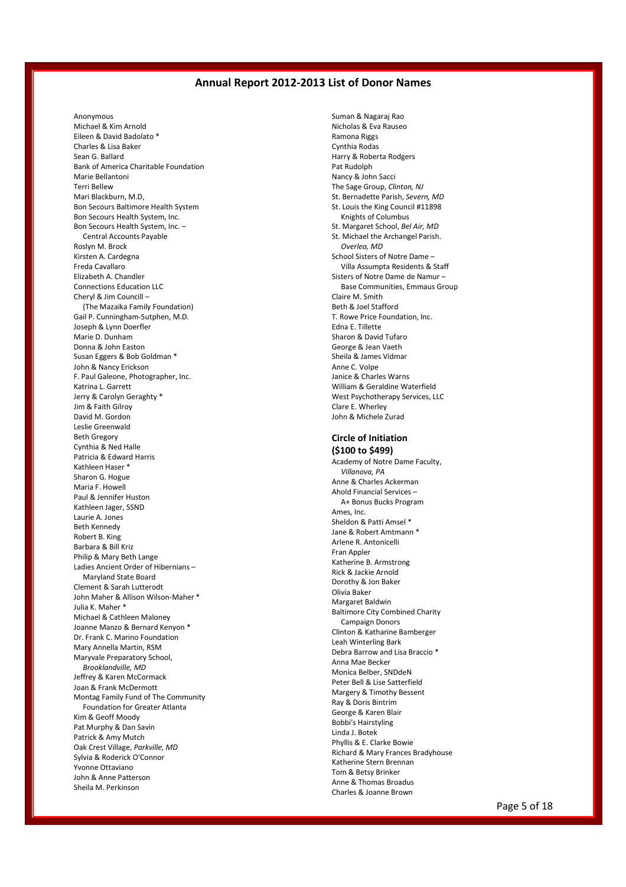## Annual Report 2012-2013 List of Donor Names

Anonymous
Michael & Kim Arnold
Eileen & David Badolato *
Charles & Lisa Baker
Sean G. Ballard
Bank of America Charitable Foundation
Marie Bellantoni
Terri Bellew
Mari Blackburn, M.D,
Bon Secours Baltimore Health System
Bon Secours Health System, Inc.
Bon Secours Health System, Inc. – Central Accounts Payable
Roslyn M. Brock
Kirsten A. Cardegna
Freda Cavallaro
Elizabeth A. Chandler
Connections Education LLC
Cheryl & Jim Councill – (The Mazaika Family Foundation)
Gail P. Cunningham-Sutphen, M.D.
Joseph & Lynn Doerfler
Marie D. Dunham
Donna & John Easton
Susan Eggers & Bob Goldman *
John & Nancy Erickson
F. Paul Galeone, Photographer, Inc.
Katrina L. Garrett
Jerry & Carolyn Geraghty *
Jim & Faith Gilroy
David M. Gordon
Leslie Greenwald
Beth Gregory
Cynthia & Ned Halle
Patricia & Edward Harris
Kathleen Haser *
Sharon G. Hogue
Maria F. Howell
Paul & Jennifer Huston
Kathleen Jager, SSND
Laurie A. Jones
Beth Kennedy
Robert B. King
Barbara & Bill Kriz
Philip & Mary Beth Lange
Ladies Ancient Order of Hibernians – Maryland State Board
Clement & Sarah Lutterodt
John Maher & Allison Wilson-Maher *
Julia K. Maher *
Michael & Cathleen Maloney
Joanne Manzo & Bernard Kenyon *
Dr. Frank C. Marino Foundation
Mary Annella Martin, RSM
Maryvale Preparatory School, *Brooklandville, MD*
Jeffrey & Karen McCormack
Joan & Frank McDermott
Montag Family Fund of The Community Foundation for Greater Atlanta
Kim & Geoff Moody
Pat Murphy & Dan Savin
Patrick & Amy Mutch
Oak Crest Village, *Parkville, MD*
Sylvia & Roderick O'Connor
Yvonne Ottaviano
John & Anne Patterson
Sheila M. Perkinson
Suman & Nagaraj Rao
Nicholas & Eva Rauseo
Ramona Riggs
Cynthia Rodas
Harry & Roberta Rodgers
Pat Rudolph
Nancy & John Sacci
The Sage Group, *Clinton, NJ*
St. Bernadette Parish, *Severn, MD*
St. Louis the King Council #11898 Knights of Columbus
St. Margaret School, *Bel Air, MD*
St. Michael the Archangel Parish. *Overlea, MD*
School Sisters of Notre Dame – Villa Assumpta Residents & Staff
Sisters of Notre Dame de Namur – Base Communities, Emmaus Group
Claire M. Smith
Beth & Joel Stafford
T. Rowe Price Foundation, Inc.
Edna E. Tillette
Sharon & David Tufaro
George & Jean Vaeth
Sheila & James Vidmar
Anne C. Volpe
Janice & Charles Warns
William & Geraldine Waterfield
West Psychotherapy Services, LLC
Clare E. Wherley
John & Michele Zurad

### Circle of Initiation (\$100 to \$499)

Academy of Notre Dame Faculty, *Villanova, PA*
Anne & Charles Ackerman
Ahold Financial Services – A+ Bonus Bucks Program
Ames, Inc.
Sheldon & Patti Amsel *
Jane & Robert Amtmann *
Arlene R. Antonicelli
Fran Appler
Katherine B. Armstrong
Rick & Jackie Arnold
Dorothy & Jon Baker
Olivia Baker
Margaret Baldwin
Baltimore City Combined Charity Campaign Donors
Clinton & Katharine Bamberger
Leah Winterling Bark
Debra Barrow and Lisa Braccio *
Anna Mae Becker
Monica Belber, SNDdeN
Peter Bell & Lise Satterfield
Margery & Timothy Bessent
Ray & Doris Bintrim
George & Karen Blair
Bobbi's Hairstyling
Linda J. Botek
Phyllis & E. Clarke Bowie
Richard & Mary Frances Bradyhouse
Katherine Stern Brennan
Tom & Betsy Brinker
Anne & Thomas Broadus
Charles & Joanne Brown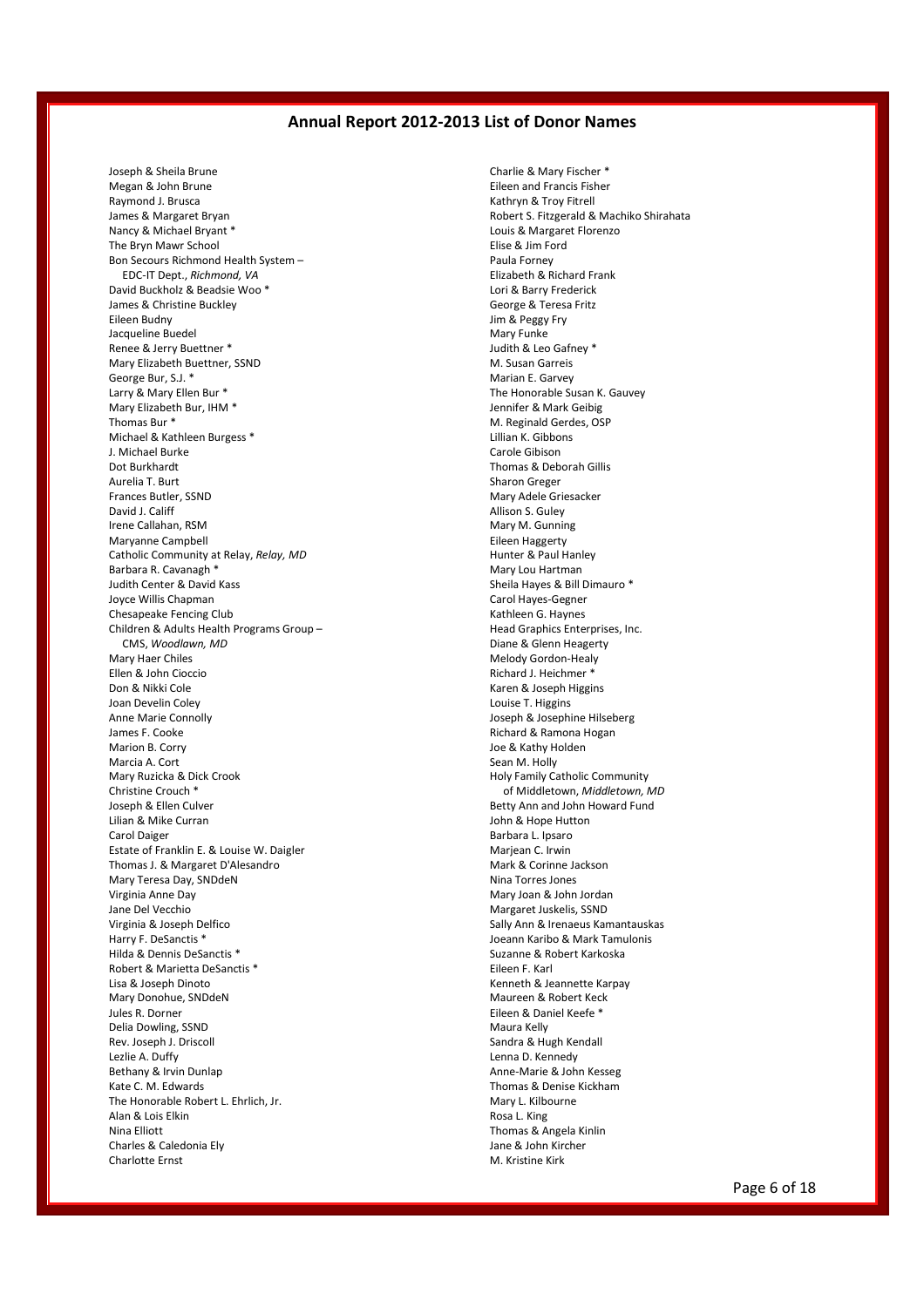## Annual Report 2012-2013 List of Donor Names

Joseph & Sheila Brune
Megan & John Brune
Raymond J. Brusca
James & Margaret Bryan
Nancy & Michael Bryant *
The Bryn Mawr School
Bon Secours Richmond Health System – EDC-IT Dept., *Richmond, VA*
David Buckholz & Beadsie Woo *
James & Christine Buckley
Eileen Budny
Jacqueline Buedel
Renee & Jerry Buettner *
Mary Elizabeth Buettner, SSND
George Bur, S.J. *
Larry & Mary Ellen Bur *
Mary Elizabeth Bur, IHM *
Thomas Bur *
Michael & Kathleen Burgess *
J. Michael Burke
Dot Burkhardt
Aurelia T. Burt
Frances Butler, SSND
David J. Califf
Irene Callahan, RSM
Maryanne Campbell
Catholic Community at Relay, *Relay, MD*
Barbara R. Cavanagh *
Judith Center & David Kass
Joyce Willis Chapman
Chesapeake Fencing Club
Children & Adults Health Programs Group – CMS, *Woodlawn, MD*
Mary Haer Chiles
Ellen & John Cioccio
Don & Nikki Cole
Joan Develin Coley
Anne Marie Connolly
James F. Cooke
Marion B. Corry
Marcia A. Cort
Mary Ruzicka & Dick Crook
Christine Crouch *
Joseph & Ellen Culver
Lilian & Mike Curran
Carol Daiger
Estate of Franklin E. & Louise W. Daigler
Thomas J. & Margaret D'Alesandro
Mary Teresa Day, SNDdeN
Virginia Anne Day
Jane Del Vecchio
Virginia & Joseph Delfico
Harry F. DeSanctis *
Hilda & Dennis DeSanctis *
Robert & Marietta DeSanctis *
Lisa & Joseph Dinoto
Mary Donohue, SNDdeN
Jules R. Dorner
Delia Dowling, SSND
Rev. Joseph J. Driscoll
Lezlie A. Duffy
Bethany & Irvin Dunlap
Kate C. M. Edwards
The Honorable Robert L. Ehrlich, Jr.
Alan & Lois Elkin
Nina Elliott
Charles & Caledonia Ely
Charlotte Ernst
Charlie & Mary Fischer *
Eileen and Francis Fisher
Kathryn & Troy Fitrell
Robert S. Fitzgerald & Machiko Shirahata
Louis & Margaret Florenzo
Elise & Jim Ford
Paula Forney
Elizabeth & Richard Frank
Lori & Barry Frederick
George & Teresa Fritz
Jim & Peggy Fry
Mary Funke
Judith & Leo Gafney *
M. Susan Garreis
Marian E. Garvey
The Honorable Susan K. Gauvey
Jennifer & Mark Geibig
M. Reginald Gerdes, OSP
Lillian K. Gibbons
Carole Gibison
Thomas & Deborah Gillis
Sharon Greger
Mary Adele Griesacker
Allison S. Guley
Mary M. Gunning
Eileen Haggerty
Hunter & Paul Hanley
Mary Lou Hartman
Sheila Hayes & Bill Dimauro *
Carol Hayes-Gegner
Kathleen G. Haynes
Head Graphics Enterprises, Inc.
Diane & Glenn Heagerty
Melody Gordon-Healy
Richard J. Heichmer *
Karen & Joseph Higgins
Louise T. Higgins
Joseph & Josephine Hilseberg
Richard & Ramona Hogan
Joe & Kathy Holden
Sean M. Holly
Holy Family Catholic Community of Middletown, *Middletown, MD*
Betty Ann and John Howard Fund
John & Hope Hutton
Barbara L. Ipsaro
Marjean C. Irwin
Mark & Corinne Jackson
Nina Torres Jones
Mary Joan & John Jordan
Margaret Juskelis, SSND
Sally Ann & Irenaeus Kamantauskas
Joeann Karibo & Mark Tamulonis
Suzanne & Robert Karkoska
Eileen F. Karl
Kenneth & Jeannette Karpay
Maureen & Robert Keck
Eileen & Daniel Keefe *
Maura Kelly
Sandra & Hugh Kendall
Lenna D. Kennedy
Anne-Marie & John Kesseg
Thomas & Denise Kickham
Mary L. Kilbourne
Rosa L. King
Thomas & Angela Kinlin
Jane & John Kircher
M. Kristine Kirk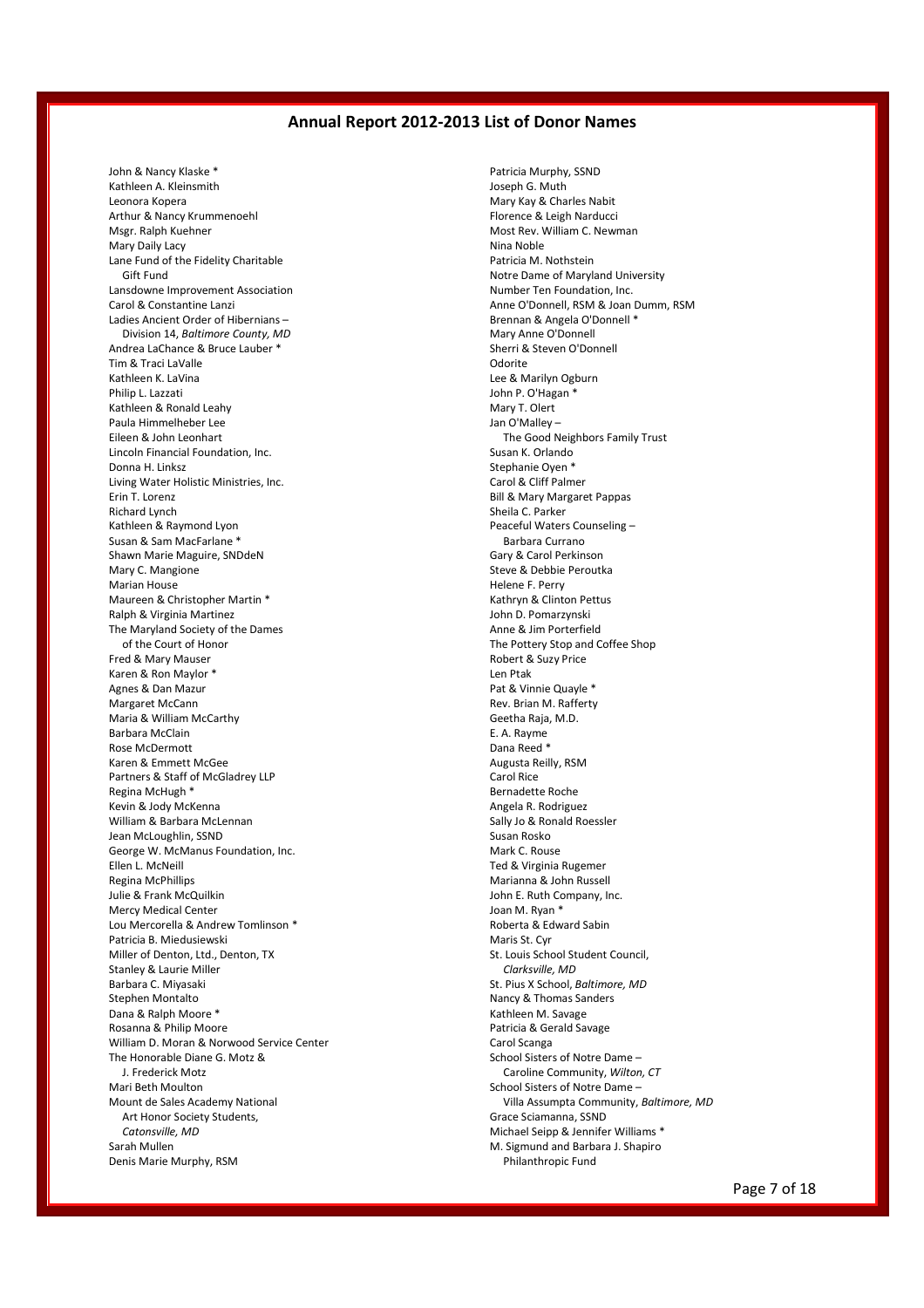## Annual Report 2012-2013 List of Donor Names

John & Nancy Klaske *
Kathleen A. Kleinsmith
Leonora Kopera
Arthur & Nancy Krummenoehl
Msgr. Ralph Kuehner
Mary Daily Lacy
Lane Fund of the Fidelity Charitable Gift Fund
Lansdowne Improvement Association
Carol & Constantine Lanzi
Ladies Ancient Order of Hibernians – Division 14, *Baltimore County, MD*
Andrea LaChance & Bruce Lauber *
Tim & Traci LaValle
Kathleen K. LaVina
Philip L. Lazzati
Kathleen & Ronald Leahy
Paula Himmelheber Lee
Eileen & John Leonhart
Lincoln Financial Foundation, Inc.
Donna H. Linksz
Living Water Holistic Ministries, Inc.
Erin T. Lorenz
Richard Lynch
Kathleen & Raymond Lyon
Susan & Sam MacFarlane *
Shawn Marie Maguire, SNDdeN
Mary C. Mangione
Marian House
Maureen & Christopher Martin *
Ralph & Virginia Martinez
The Maryland Society of the Dames of the Court of Honor
Fred & Mary Mauser
Karen & Ron Maylor *
Agnes & Dan Mazur
Margaret McCann
Maria & William McCarthy
Barbara McClain
Rose McDermott
Karen & Emmett McGee
Partners & Staff of McGladrey LLP
Regina McHugh *
Kevin & Jody McKenna
William & Barbara McLennan
Jean McLoughlin, SSND
George W. McManus Foundation, Inc.
Ellen L. McNeill
Regina McPhillips
Julie & Frank McQuilkin
Mercy Medical Center
Lou Mercorella & Andrew Tomlinson *
Patricia B. Miedusiewski
Miller of Denton, Ltd., Denton, TX
Stanley & Laurie Miller
Barbara C. Miyasaki
Stephen Montalto
Dana & Ralph Moore *
Rosanna & Philip Moore
William D. Moran & Norwood Service Center
The Honorable Diane G. Motz & J. Frederick Motz
Mari Beth Moulton
Mount de Sales Academy National Art Honor Society Students, *Catonsville, MD*
Sarah Mullen
Denis Marie Murphy, RSM
Patricia Murphy, SSND
Joseph G. Muth
Mary Kay & Charles Nabit
Florence & Leigh Narducci
Most Rev. William C. Newman
Nina Noble
Patricia M. Nothstein
Notre Dame of Maryland University
Number Ten Foundation, Inc.
Anne O'Donnell, RSM & Joan Dumm, RSM
Brennan & Angela O'Donnell *
Mary Anne O'Donnell
Sherri & Steven O'Donnell
Odorite
Lee & Marilyn Ogburn
John P. O'Hagan *
Mary T. Olert
Jan O'Malley – The Good Neighbors Family Trust
Susan K. Orlando
Stephanie Oyen *
Carol & Cliff Palmer
Bill & Mary Margaret Pappas
Sheila C. Parker
Peaceful Waters Counseling – Barbara Currano
Gary & Carol Perkinson
Steve & Debbie Peroutka
Helene F. Perry
Kathryn & Clinton Pettus
John D. Pomarzynski
Anne & Jim Porterfield
The Pottery Stop and Coffee Shop
Robert & Suzy Price
Len Ptak
Pat & Vinnie Quayle *
Rev. Brian M. Rafferty
Geetha Raja, M.D.
E. A. Rayme
Dana Reed *
Augusta Reilly, RSM
Carol Rice
Bernadette Roche
Angela R. Rodriguez
Sally Jo & Ronald Roessler
Susan Rosko
Mark C. Rouse
Ted & Virginia Rugemer
Marianna & John Russell
John E. Ruth Company, Inc.
Joan M. Ryan *
Roberta & Edward Sabin
Maris St. Cyr
St. Louis School Student Council, *Clarksville, MD*
St. Pius X School, *Baltimore, MD*
Nancy & Thomas Sanders
Kathleen M. Savage
Patricia & Gerald Savage
Carol Scanga
School Sisters of Notre Dame – Caroline Community, *Wilton, CT*
School Sisters of Notre Dame – Villa Assumpta Community, *Baltimore, MD*
Grace Sciamanna, SSND
Michael Seipp & Jennifer Williams *
M. Sigmund and Barbara J. Shapiro Philanthropic Fund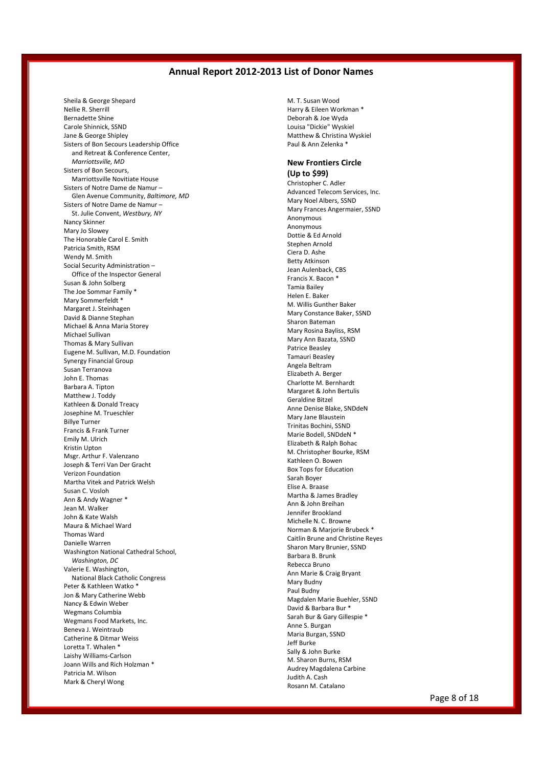# Annual Report 2012-2013 List of Donor Names

Sheila & George Shepard
Nellie R. Sherrill
Bernadette Shine
Carole Shinnick, SSND
Jane & George Shipley
Sisters of Bon Secours Leadership Office
  and Retreat & Conference Center,
  *Marriottsville, MD*
Sisters of Bon Secours,
  Marriottsville Novitiate House
Sisters of Notre Dame de Namur –
  Glen Avenue Community, *Baltimore, MD*
Sisters of Notre Dame de Namur –
  St. Julie Convent, *Westbury, NY*
Nancy Skinner
Mary Jo Slowey
The Honorable Carol E. Smith
Patricia Smith, RSM
Wendy M. Smith
Social Security Administration –
  Office of the Inspector General
Susan & John Solberg
The Joe Sommar Family *
Mary Sommerfeldt *
Margaret J. Steinhagen
David & Dianne Stephan
Michael & Anna Maria Storey
Michael Sullivan
Thomas & Mary Sullivan
Eugene M. Sullivan, M.D. Foundation
Synergy Financial Group
Susan Terranova
John E. Thomas
Barbara A. Tipton
Matthew J. Toddy
Kathleen & Donald Treacy
Josephine M. Trueschler
Billye Turner
Francis & Frank Turner
Emily M. Ulrich
Kristin Upton
Msgr. Arthur F. Valenzano
Joseph & Terri Van Der Gracht
Verizon Foundation
Martha Vitek and Patrick Welsh
Susan C. Vosloh
Ann & Andy Wagner *
Jean M. Walker
John & Kate Walsh
Maura & Michael Ward
Thomas Ward
Danielle Warren
Washington National Cathedral School,
  *Washington, DC*
Valerie E. Washington,
  National Black Catholic Congress
Peter & Kathleen Watko *
Jon & Mary Catherine Webb
Nancy & Edwin Weber
Wegmans Columbia
Wegmans Food Markets, Inc.
Beneva J. Weintraub
Catherine & Ditmar Weiss
Loretta T. Whalen *
Laishy Williams-Carlson
Joann Wills and Rich Holzman *
Patricia M. Wilson
Mark & Cheryl Wong
M. T. Susan Wood
Harry & Eileen Workman *
Deborah & Joe Wyda
Louisa "Dickie" Wyskiel
Matthew & Christina Wyskiel
Paul & Ann Zelenka *

## New Frontiers Circle (Up to $99)

Christopher C. Adler
Advanced Telecom Services, Inc.
Mary Noel Albers, SSND
Mary Frances Angermaier, SSND
Anonymous
Anonymous
Dottie & Ed Arnold
Stephen Arnold
Ciera D. Ashe
Betty Atkinson
Jean Aulenback, CBS
Francis X. Bacon *
Tamia Bailey
Helen E. Baker
M. Willis Gunther Baker
Mary Constance Baker, SSND
Sharon Bateman
Mary Rosina Bayliss, RSM
Mary Ann Bazata, SSND
Patrice Beasley
Tamauri Beasley
Angela Beltram
Elizabeth A. Berger
Charlotte M. Bernhardt
Margaret & John Bertulis
Geraldine Bitzel
Anne Denise Blake, SNDdeN
Mary Jane Blaustein
Trinitas Bochini, SSND
Marie Bodell, SNDdeN *
Elizabeth & Ralph Bohac
M. Christopher Bourke, RSM
Kathleen O. Bowen
Box Tops for Education
Sarah Boyer
Elise A. Braase
Martha & James Bradley
Ann & John Breihan
Jennifer Brookland
Michelle N. C. Browne
Norman & Marjorie Brubeck *
Caitlin Brune and Christine Reyes
Sharon Mary Brunier, SSND
Barbara B. Brunk
Rebecca Bruno
Ann Marie & Craig Bryant
Mary Budny
Paul Budny
Magdalen Marie Buehler, SSND
David & Barbara Bur *
Sarah Bur & Gary Gillespie *
Anne S. Burgan
Maria Burgan, SSND
Jeff Burke
Sally & John Burke
M. Sharon Burns, RSM
Audrey Magdalena Carbine
Judith A. Cash
Rosann M. Catalano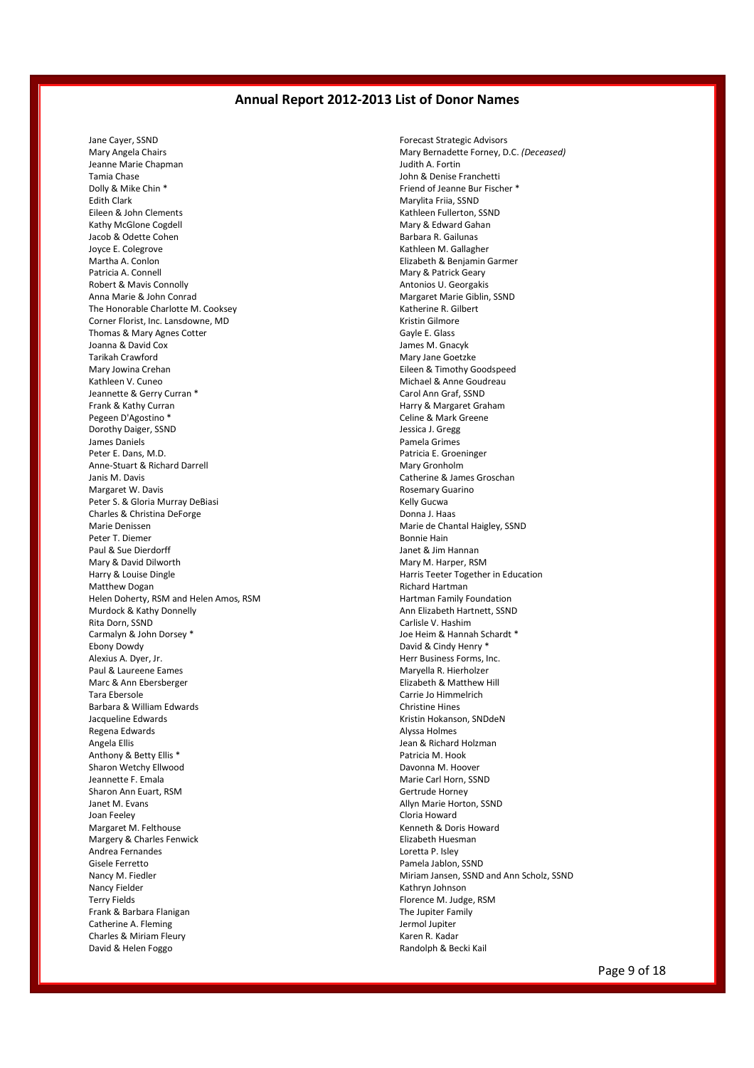## Annual Report 2012-2013 List of Donor Names

Jane Cayer, SSND
Mary Angela Chairs
Jeanne Marie Chapman
Tamia Chase
Dolly & Mike Chin *
Edith Clark
Eileen & John Clements
Kathy McGlone Cogdell
Jacob & Odette Cohen
Joyce E. Colegrove
Martha A. Conlon
Patricia A. Connell
Robert & Mavis Connolly
Anna Marie & John Conrad
The Honorable Charlotte M. Cooksey
Corner Florist, Inc. Lansdowne, MD
Thomas & Mary Agnes Cotter
Joanna & David Cox
Tarikah Crawford
Mary Jowina Crehan
Kathleen V. Cuneo
Jeannette & Gerry Curran *
Frank & Kathy Curran
Pegeen D'Agostino *
Dorothy Daiger, SSND
James Daniels
Peter E. Dans, M.D.
Anne-Stuart & Richard Darrell
Janis M. Davis
Margaret W. Davis
Peter S. & Gloria Murray DeBiasi
Charles & Christina DeForge
Marie Denissen
Peter T. Diemer
Paul & Sue Dierdorff
Mary & David Dilworth
Harry & Louise Dingle
Matthew Dogan
Helen Doherty, RSM and Helen Amos, RSM
Murdock & Kathy Donnelly
Rita Dorn, SSND
Carmalyn & John Dorsey *
Ebony Dowdy
Alexius A. Dyer, Jr.
Paul & Laureene Eames
Marc & Ann Ebersberger
Tara Ebersole
Barbara & William Edwards
Jacqueline Edwards
Regena Edwards
Angela Ellis
Anthony & Betty Ellis *
Sharon Wetchy Ellwood
Jeannette F. Emala
Sharon Ann Euart, RSM
Janet M. Evans
Joan Feeley
Margaret M. Felthouse
Margery & Charles Fenwick
Andrea Fernandes
Gisele Ferretto
Nancy M. Fiedler
Nancy Fielder
Terry Fields
Frank & Barbara Flanigan
Catherine A. Fleming
Charles & Miriam Fleury
David & Helen Foggo
Forecast Strategic Advisors
Mary Bernadette Forney, D.C. *(Deceased)*
Judith A. Fortin
John & Denise Franchetti
Friend of Jeanne Bur Fischer *
Marylita Friia, SSND
Kathleen Fullerton, SSND
Mary & Edward Gahan
Barbara R. Gailunas
Kathleen M. Gallagher
Elizabeth & Benjamin Garmer
Mary & Patrick Geary
Antonios U. Georgakis
Margaret Marie Giblin, SSND
Katherine R. Gilbert
Kristin Gilmore
Gayle E. Glass
James M. Gnacyk
Mary Jane Goetzke
Eileen & Timothy Goodspeed
Michael & Anne Goudreau
Carol Ann Graf, SSND
Harry & Margaret Graham
Celine & Mark Greene
Jessica J. Gregg
Pamela Grimes
Patricia E. Groeninger
Mary Gronholm
Catherine & James Groschan
Rosemary Guarino
Kelly Gucwa
Donna J. Haas
Marie de Chantal Haigley, SSND
Bonnie Hain
Janet & Jim Hannan
Mary M. Harper, RSM
Harris Teeter Together in Education
Richard Hartman
Hartman Family Foundation
Ann Elizabeth Hartnett, SSND
Carlisle V. Hashim
Joe Heim & Hannah Schardt *
David & Cindy Henry *
Herr Business Forms, Inc.
Maryella R. Hierholzer
Elizabeth & Matthew Hill
Carrie Jo Himmelrich
Christine Hines
Kristin Hokanson, SNDdeN
Alyssa Holmes
Jean & Richard Holzman
Patricia M. Hook
Davonna M. Hoover
Marie Carl Horn, SSND
Gertrude Horney
Allyn Marie Horton, SSND
Cloria Howard
Kenneth & Doris Howard
Elizabeth Huesman
Loretta P. Isley
Pamela Jablon, SSND
Miriam Jansen, SSND and Ann Scholz, SSND
Kathryn Johnson
Florence M. Judge, RSM
The Jupiter Family
Jermol Jupiter
Karen R. Kadar
Randolph & Becki Kail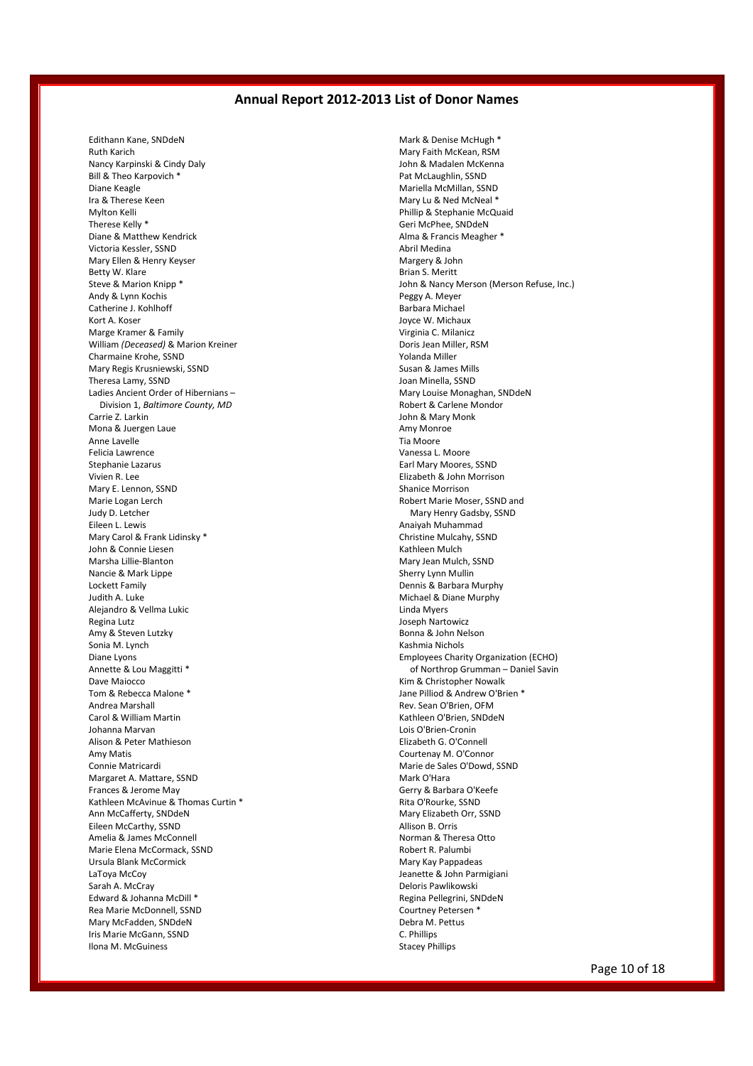## Annual Report 2012-2013 List of Donor Names

Edithann Kane, SNDdeN
Ruth Karich
Nancy Karpinski & Cindy Daly
Bill & Theo Karpovich *
Diane Keagle
Ira & Therese Keen
Mylton Kelli
Therese Kelly *
Diane & Matthew Kendrick
Victoria Kessler, SSND
Mary Ellen & Henry Keyser
Betty W. Klare
Steve & Marion Knipp *
Andy & Lynn Kochis
Catherine J. Kohlhoff
Kort A. Koser
Marge Kramer & Family
William *(Deceased)* & Marion Kreiner
Charmaine Krohe, SSND
Mary Regis Krusniewski, SSND
Theresa Lamy, SSND
Ladies Ancient Order of Hibernians – Division 1, *Baltimore County, MD*
Carrie Z. Larkin
Mona & Juergen Laue
Anne Lavelle
Felicia Lawrence
Stephanie Lazarus
Vivien R. Lee
Mary E. Lennon, SSND
Marie Logan Lerch
Judy D. Letcher
Eileen L. Lewis
Mary Carol & Frank Lidinsky *
John & Connie Liesen
Marsha Lillie-Blanton
Nancie & Mark Lippe
Lockett Family
Judith A. Luke
Alejandro & Vellma Lukic
Regina Lutz
Amy & Steven Lutzky
Sonia M. Lynch
Diane Lyons
Annette & Lou Maggitti *
Dave Maiocco
Tom & Rebecca Malone *
Andrea Marshall
Carol & William Martin
Johanna Marvan
Alison & Peter Mathieson
Amy Matis
Connie Matricardi
Margaret A. Mattare, SSND
Frances & Jerome May
Kathleen McAvinue & Thomas Curtin *
Ann McCafferty, SNDdeN
Eileen McCarthy, SSND
Amelia & James McConnell
Marie Elena McCormack, SSND
Ursula Blank McCormick
LaToya McCoy
Sarah A. McCray
Edward & Johanna McDill *
Rea Marie McDonnell, SSND
Mary McFadden, SNDdeN
Iris Marie McGann, SSND
Ilona M. McGuiness
Mark & Denise McHugh *
Mary Faith McKean, RSM
John & Madalen McKenna
Pat McLaughlin, SSND
Mariella McMillan, SSND
Mary Lu & Ned McNeal *
Phillip & Stephanie McQuaid
Geri McPhee, SNDdeN
Alma & Francis Meagher *
Abril Medina
Margery & John
Brian S. Meritt
John & Nancy Merson (Merson Refuse, Inc.)
Peggy A. Meyer
Barbara Michael
Joyce W. Michaux
Virginia C. Milanicz
Doris Jean Miller, RSM
Yolanda Miller
Susan & James Mills
Joan Minella, SSND
Mary Louise Monaghan, SNDdeN
Robert & Carlene Mondor
John & Mary Monk
Amy Monroe
Tia Moore
Vanessa L. Moore
Earl Mary Moores, SSND
Elizabeth & John Morrison
Shanice Morrison
Robert Marie Moser, SSND and Mary Henry Gadsby, SSND
Anaiyah Muhammad
Christine Mulcahy, SSND
Kathleen Mulch
Mary Jean Mulch, SSND
Sherry Lynn Mullin
Dennis & Barbara Murphy
Michael & Diane Murphy
Linda Myers
Joseph Nartowicz
Bonna & John Nelson
Kashmia Nichols
Employees Charity Organization (ECHO) of Northrop Grumman – Daniel Savin
Kim & Christopher Nowalk
Jane Pilliod & Andrew O'Brien *
Rev. Sean O'Brien, OFM
Kathleen O'Brien, SNDdeN
Lois O'Brien-Cronin
Elizabeth G. O'Connell
Courtenay M. O'Connor
Marie de Sales O'Dowd, SSND
Mark O'Hara
Gerry & Barbara O'Keefe
Rita O'Rourke, SSND
Mary Elizabeth Orr, SSND
Allison B. Orris
Norman & Theresa Otto
Robert R. Palumbi
Mary Kay Pappadeas
Jeanette & John Parmigiani
Deloris Pawlikowski
Regina Pellegrini, SNDdeN
Courtney Petersen *
Debra M. Pettus
C. Phillips
Stacey Phillips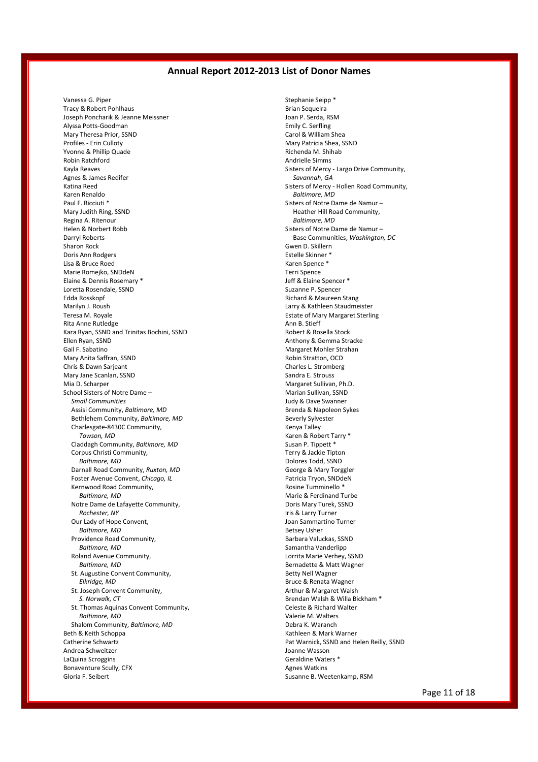## Annual Report 2012-2013 List of Donor Names

Vanessa G. Piper
Tracy & Robert Pohlhaus
Joseph Poncharik & Jeanne Meissner
Alyssa Potts-Goodman
Mary Theresa Prior, SSND
Profiles - Erin Culloty
Yvonne & Phillip Quade
Robin Ratchford
Kayla Reaves
Agnes & James Redifer
Katina Reed
Karen Renaldo
Paul F. Ricciuti *
Mary Judith Ring, SSND
Regina A. Ritenour
Helen & Norbert Robb
Darryl Roberts
Sharon Rock
Doris Ann Rodgers
Lisa & Bruce Roed
Marie Romejko, SNDdeN
Elaine & Dennis Rosemary *
Loretta Rosendale, SSND
Edda Rosskopf
Marilyn J. Roush
Teresa M. Royale
Rita Anne Rutledge
Kara Ryan, SSND and Trinitas Bochini, SSND
Ellen Ryan, SSND
Gail F. Sabatino
Mary Anita Saffran, SSND
Chris & Dawn Sarjeant
Mary Jane Scanlan, SSND
Mia D. Scharper
School Sisters of Notre Dame –
*Small Communities*
Assisi Community, *Baltimore, MD*
Bethlehem Community, *Baltimore, MD*
Charlesgate-8430C Community, *Towson, MD*
Claddagh Community, *Baltimore, MD*
Corpus Christi Community, *Baltimore, MD*
Darnall Road Community, *Ruxton, MD*
Foster Avenue Convent, *Chicago, IL*
Kernwood Road Community, *Baltimore, MD*
Notre Dame de Lafayette Community, *Rochester, NY*
Our Lady of Hope Convent, *Baltimore, MD*
Providence Road Community, *Baltimore, MD*
Roland Avenue Community, *Baltimore, MD*
St. Augustine Convent Community, *Elkridge, MD*
St. Joseph Convent Community, *S. Norwalk, CT*
St. Thomas Aquinas Convent Community, *Baltimore, MD*
Shalom Community, *Baltimore, MD*
Beth & Keith Schoppa
Catherine Schwartz
Andrea Schweitzer
LaQuina Scroggins
Bonaventure Scully, CFX
Gloria F. Seibert
Stephanie Seipp *
Brian Sequeira
Joan P. Serda, RSM
Emily C. Serfling
Carol & William Shea
Mary Patricia Shea, SSND
Richenda M. Shihab
Andrielle Simms
Sisters of Mercy - Largo Drive Community, *Savannah, GA*
Sisters of Mercy - Hollen Road Community, *Baltimore, MD*
Sisters of Notre Dame de Namur – Heather Hill Road Community, *Baltimore, MD*
Sisters of Notre Dame de Namur – Base Communities, *Washington, DC*
Gwen D. Skillern
Estelle Skinner *
Karen Spence *
Terri Spence
Jeff & Elaine Spencer *
Suzanne P. Spencer
Richard & Maureen Stang
Larry & Kathleen Staudmeister
Estate of Mary Margaret Sterling
Ann B. Stieff
Robert & Rosella Stock
Anthony & Gemma Stracke
Margaret Mohler Strahan
Robin Stratton, OCD
Charles L. Stromberg
Sandra E. Strouss
Margaret Sullivan, Ph.D.
Marian Sullivan, SSND
Judy & Dave Swanner
Brenda & Napoleon Sykes
Beverly Sylvester
Kenya Talley
Karen & Robert Tarry *
Susan P. Tippett *
Terry & Jackie Tipton
Dolores Todd, SSND
George & Mary Torggler
Patricia Tryon, SNDdeN
Rosine Tumminello *
Marie & Ferdinand Turbe
Doris Mary Turek, SSND
Iris & Larry Turner
Joan Sammartino Turner
Betsey Usher
Barbara Valuckas, SSND
Samantha Vanderlipp
Lorrita Marie Verhey, SSND
Bernadette & Matt Wagner
Betty Nell Wagner
Bruce & Renata Wagner
Arthur & Margaret Walsh
Brendan Walsh & Willa Bickham *
Celeste & Richard Walter
Valerie M. Walters
Debra K. Waranch
Kathleen & Mark Warner
Pat Warnick, SSND and Helen Reilly, SSND
Joanne Wasson
Geraldine Waters *
Agnes Watkins
Susanne B. Weetenkamp, RSM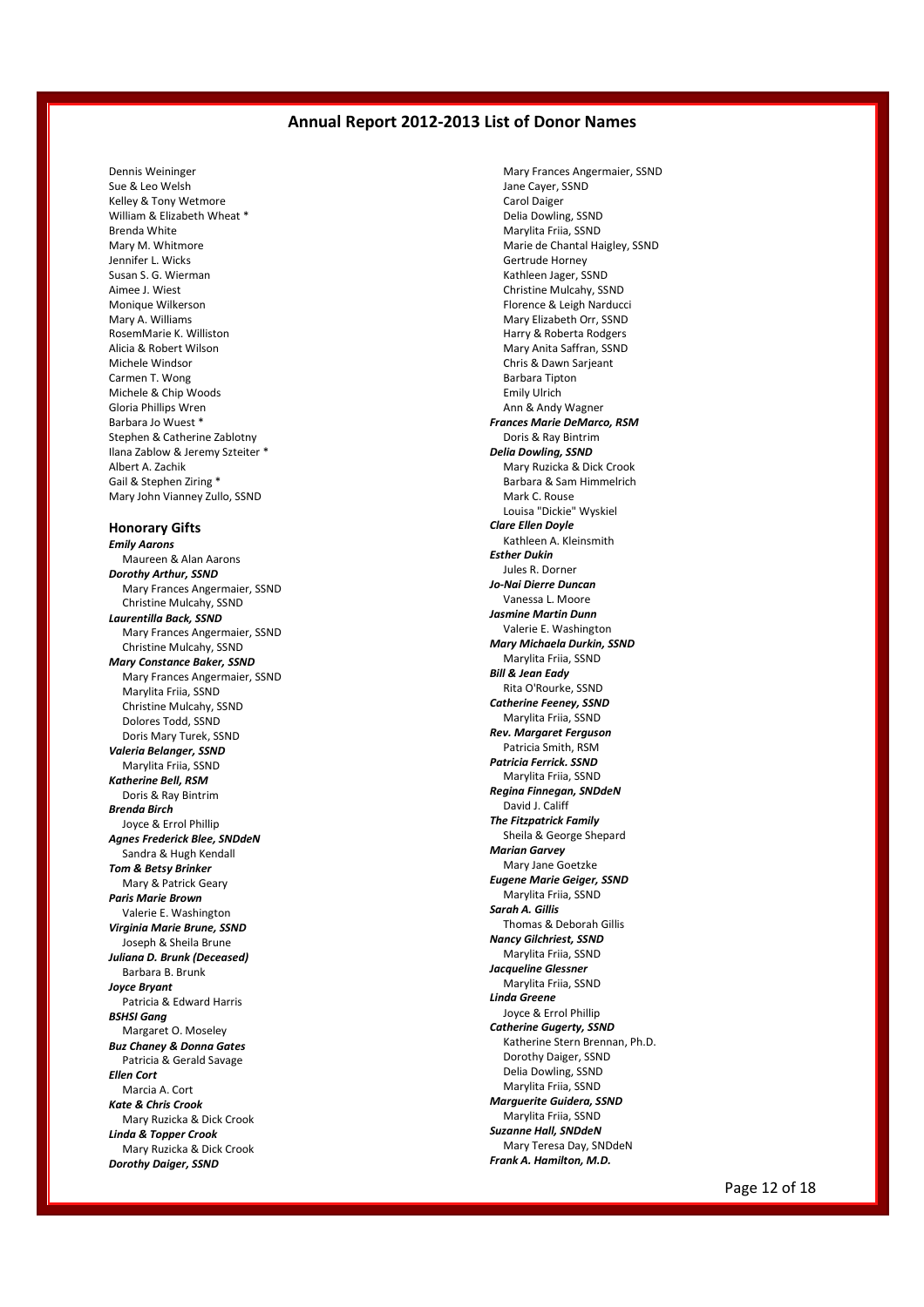# Annual Report 2012-2013 List of Donor Names

Dennis Weininger
Sue & Leo Welsh
Kelley & Tony Wetmore
William & Elizabeth Wheat *
Brenda White
Mary M. Whitmore
Jennifer L. Wicks
Susan S. G. Wierman
Aimee J. Wiest
Monique Wilkerson
Mary A. Williams
RosemMarie K. Williston
Alicia & Robert Wilson
Michele Windsor
Carmen T. Wong
Michele & Chip Woods
Gloria Phillips Wren
Barbara Jo Wuest *
Stephen & Catherine Zablotny
Ilana Zablow & Jeremy Szteiter *
Albert A. Zachik
Gail & Stephen Ziring *
Mary John Vianney Zullo, SSND

## Honorary Gifts

***Emily Aarons***
Maureen & Alan Aarons

***Dorothy Arthur, SSND***
Mary Frances Angermaier, SSND
Christine Mulcahy, SSND

***Laurentilla Back, SSND***
Mary Frances Angermaier, SSND
Christine Mulcahy, SSND

***Mary Constance Baker, SSND***
Mary Frances Angermaier, SSND
Marylita Friia, SSND
Christine Mulcahy, SSND
Dolores Todd, SSND
Doris Mary Turek, SSND

***Valeria Belanger, SSND***
Marylita Friia, SSND

***Katherine Bell, RSM***
Doris & Ray Bintrim

***Brenda Birch***
Joyce & Errol Phillip

***Agnes Frederick Blee, SNDdeN***
Sandra & Hugh Kendall

***Tom & Betsy Brinker***
Mary & Patrick Geary

***Paris Marie Brown***
Valerie E. Washington

***Virginia Marie Brune, SSND***
Joseph & Sheila Brune

***Juliana D. Brunk (Deceased)***
Barbara B. Brunk

***Joyce Bryant***
Patricia & Edward Harris

***BSHSI Gang***
Margaret O. Moseley

***Buz Chaney & Donna Gates***
Patricia & Gerald Savage

***Ellen Cort***
Marcia A. Cort

***Kate & Chris Crook***
Mary Ruzicka & Dick Crook

***Linda & Topper Crook***
Mary Ruzicka & Dick Crook

***Dorothy Daiger, SSND***
Mary Frances Angermaier, SSND
Jane Cayer, SSND
Carol Daiger
Delia Dowling, SSND
Marylita Friia, SSND
Marie de Chantal Haigley, SSND
Gertrude Horney
Kathleen Jager, SSND
Christine Mulcahy, SSND
Florence & Leigh Narducci
Mary Elizabeth Orr, SSND
Harry & Roberta Rodgers
Mary Anita Saffran, SSND
Chris & Dawn Sarjeant
Barbara Tipton
Emily Ulrich
Ann & Andy Wagner

***Frances Marie DeMarco, RSM***
Doris & Ray Bintrim

***Delia Dowling, SSND***
Mary Ruzicka & Dick Crook
Barbara & Sam Himmelrich
Mark C. Rouse
Louisa "Dickie" Wyskiel

***Clare Ellen Doyle***
Kathleen A. Kleinsmith

***Esther Dukin***
Jules R. Dorner

***Jo-Nai Dierre Duncan***
Vanessa L. Moore

***Jasmine Martin Dunn***
Valerie E. Washington

***Mary Michaela Durkin, SSND***
Marylita Friia, SSND

***Bill & Jean Eady***
Rita O'Rourke, SSND

***Catherine Feeney, SSND***
Marylita Friia, SSND

***Rev. Margaret Ferguson***
Patricia Smith, RSM

***Patricia Ferrick. SSND***
Marylita Friia, SSND

***Regina Finnegan, SNDdeN***
David J. Califf

***The Fitzpatrick Family***
Sheila & George Shepard

***Marian Garvey***
Mary Jane Goetzke

***Eugene Marie Geiger, SSND***
Marylita Friia, SSND

***Sarah A. Gillis***
Thomas & Deborah Gillis

***Nancy Gilchriest, SSND***
Marylita Friia, SSND

***Jacqueline Glessner***
Marylita Friia, SSND

***Linda Greene***
Joyce & Errol Phillip

***Catherine Gugerty, SSND***
Katherine Stern Brennan, Ph.D.
Dorothy Daiger, SSND
Delia Dowling, SSND
Marylita Friia, SSND

***Marguerite Guidera, SSND***
Marylita Friia, SSND

***Suzanne Hall, SNDdeN***
Mary Teresa Day, SNDdeN

***Frank A. Hamilton, M.D.***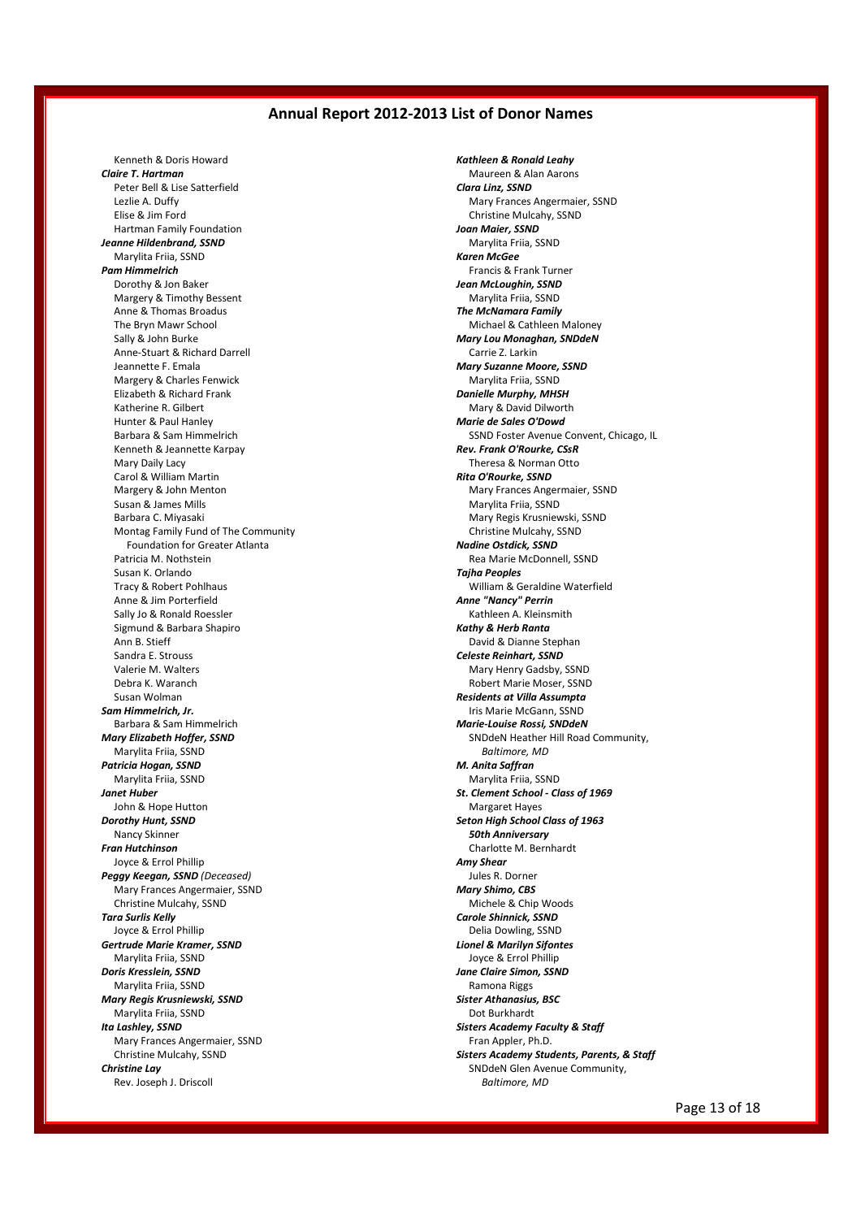## Annual Report 2012-2013 List of Donor Names

Kenneth & Doris Howard

***Claire T. Hartman***

Peter Bell & Lise Satterfield
Lezlie A. Duffy
Elise & Jim Ford
Hartman Family Foundation

***Jeanne Hildenbrand, SSND***

Marylita Friia, SSND

***Pam Himmelrich***

Dorothy & Jon Baker
Margery & Timothy Bessent
Anne & Thomas Broadus
The Bryn Mawr School
Sally & John Burke
Anne-Stuart & Richard Darrell
Jeannette F. Emala
Margery & Charles Fenwick
Elizabeth & Richard Frank
Katherine R. Gilbert
Hunter & Paul Hanley
Barbara & Sam Himmelrich
Kenneth & Jeannette Karpay
Mary Daily Lacy
Carol & William Martin
Margery & John Menton
Susan & James Mills
Barbara C. Miyasaki
Montag Family Fund of The Community Foundation for Greater Atlanta
Patricia M. Nothstein
Susan K. Orlando
Tracy & Robert Pohlhaus
Anne & Jim Porterfield
Sally Jo & Ronald Roessler
Sigmund & Barbara Shapiro
Ann B. Stieff
Sandra E. Strouss
Valerie M. Walters
Debra K. Waranch
Susan Wolman

***Sam Himmelrich, Jr.***

Barbara & Sam Himmelrich

***Mary Elizabeth Hoffer, SSND***

Marylita Friia, SSND

***Patricia Hogan, SSND***

Marylita Friia, SSND

***Janet Huber***

John & Hope Hutton

***Dorothy Hunt, SSND***

Nancy Skinner

***Fran Hutchinson***

Joyce & Errol Phillip

***Peggy Keegan, SSND*** *(Deceased)*

Mary Frances Angermaier, SSND
Christine Mulcahy, SSND

***Tara Surlis Kelly***

Joyce & Errol Phillip

***Gertrude Marie Kramer, SSND***

Marylita Friia, SSND

***Doris Kresslein, SSND***

Marylita Friia, SSND

***Mary Regis Krusniewski, SSND***

Marylita Friia, SSND

***Ita Lashley, SSND***

Mary Frances Angermaier, SSND
Christine Mulcahy, SSND

***Christine Lay***

Rev. Joseph J. Driscoll

***Kathleen & Ronald Leahy***

Maureen & Alan Aarons

***Clara Linz, SSND***

Mary Frances Angermaier, SSND
Christine Mulcahy, SSND

***Joan Maier, SSND***

Marylita Friia, SSND

***Karen McGee***

Francis & Frank Turner

***Jean McLoughin, SSND***

Marylita Friia, SSND

***The McNamara Family***

Michael & Cathleen Maloney

***Mary Lou Monaghan, SNDdeN***

Carrie Z. Larkin

***Mary Suzanne Moore, SSND***

Marylita Friia, SSND

***Danielle Murphy, MHSH***

Mary & David Dilworth

***Marie de Sales O'Dowd***

SSND Foster Avenue Convent, Chicago, IL

***Rev. Frank O'Rourke, CSsR***

Theresa & Norman Otto

***Rita O'Rourke, SSND***

Mary Frances Angermaier, SSND
Marylita Friia, SSND
Mary Regis Krusniewski, SSND
Christine Mulcahy, SSND

***Nadine Ostdick, SSND***

Rea Marie McDonnell, SSND

***Tajha Peoples***

William & Geraldine Waterfield

***Anne "Nancy" Perrin***

Kathleen A. Kleinsmith

***Kathy & Herb Ranta***

David & Dianne Stephan

***Celeste Reinhart, SSND***

Mary Henry Gadsby, SSND
Robert Marie Moser, SSND

***Residents at Villa Assumpta***

Iris Marie McGann, SSND

***Marie-Louise Rossi, SNDdeN***

SNDdeN Heather Hill Road Community, *Baltimore, MD*

***M. Anita Saffran***

Marylita Friia, SSND

***St. Clement School - Class of 1969***

Margaret Hayes

***Seton High School Class of 1963 50th Anniversary***

Charlotte M. Bernhardt

***Amy Shear***

Jules R. Dorner

***Mary Shimo, CBS***

Michele & Chip Woods

***Carole Shinnick, SSND***

Delia Dowling, SSND

***Lionel & Marilyn Sifontes***

Joyce & Errol Phillip

***Jane Claire Simon, SSND***

Ramona Riggs

***Sister Athanasius, BSC***

Dot Burkhardt

***Sisters Academy Faculty & Staff***

Fran Appler, Ph.D.

***Sisters Academy Students, Parents, & Staff***

SNDdeN Glen Avenue Community, *Baltimore, MD*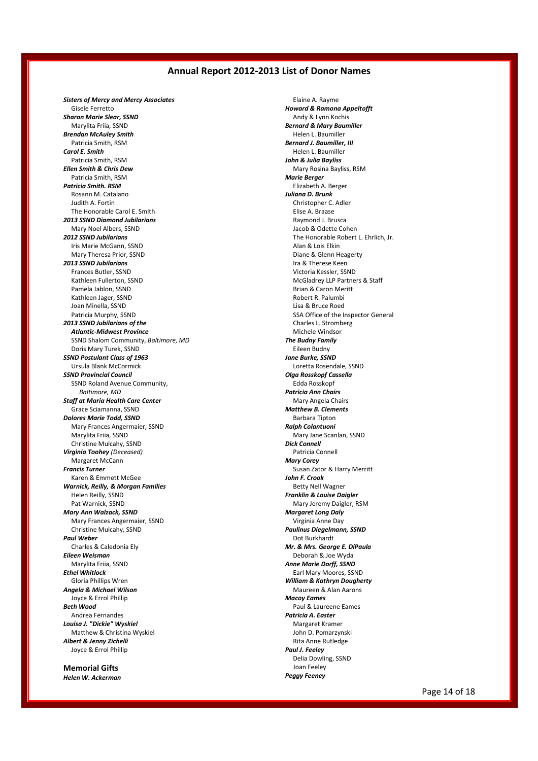## Annual Report 2012-2013 List of Donor Names

***Sisters of Mercy and Mercy Associates***
Gisele Ferretto
***Sharon Marie Slear, SSND***
Marylita Friia, SSND
***Brendan McAuley Smith***
Patricia Smith, RSM
***Carol E. Smith***
Patricia Smith, RSM
***Ellen Smith & Chris Dew***
Patricia Smith, RSM
***Patricia Smith. RSM***
Rosann M. Catalano
Judith A. Fortin
The Honorable Carol E. Smith
***2013 SSND Diamond Jubilarians***
Mary Noel Albers, SSND
***2012 SSND Jubilarians***
Iris Marie McGann, SSND
Mary Theresa Prior, SSND
***2013 SSND Jubilarians***
Frances Butler, SSND
Kathleen Fullerton, SSND
Pamela Jablon, SSND
Kathleen Jager, SSND
Joan Minella, SSND
Patricia Murphy, SSND
***2013 SSND Jubilarians of the Atlantic-Midwest Province***
SSND Shalom Community, *Baltimore, MD*
Doris Mary Turek, SSND
***SSND Postulant Class of 1963***
Ursula Blank McCormick
***SSND Provincial Council***
SSND Roland Avenue Community, *Baltimore, MD*
***Staff at Maria Health Care Center***
Grace Sciamanna, SSND
***Dolores Marie Todd, SSND***
Mary Frances Angermaier, SSND
Marylita Friia, SSND
Christine Mulcahy, SSND
***Virginia Toohey*** *(Deceased)*
Margaret McCann
***Francis Turner***
Karen & Emmett McGee
***Warnick, Reilly, & Morgan Families***
Helen Reilly, SSND
Pat Warnick, SSND
***Mary Ann Walzack, SSND***
Mary Frances Angermaier, SSND
Christine Mulcahy, SSND
***Paul Weber***
Charles & Caledonia Ely
***Eileen Weisman***
Marylita Friia, SSND
***Ethel Whitlock***
Gloria Phillips Wren
***Angela & Michael Wilson***
Joyce & Errol Phillip
***Beth Wood***
Andrea Fernandes
***Louisa J. "Dickie" Wyskiel***
Matthew & Christina Wyskiel
***Albert & Jenny Zichelli***
Joyce & Errol Phillip

### Memorial Gifts

***Helen W. Ackerman***
Elaine A. Rayme
***Howard & Ramona Appeltofft***
Andy & Lynn Kochis
***Bernard & Mary Baumiller***
Helen L. Baumiller
***Bernard J. Baumiller, III***
Helen L. Baumiller
***John & Julia Bayliss***
Mary Rosina Bayliss, RSM
***Marie Berger***
Elizabeth A. Berger
***Juliana D. Brunk***
Christopher C. Adler
Elise A. Braase
Raymond J. Brusca
Jacob & Odette Cohen
The Honorable Robert L. Ehrlich, Jr.
Alan & Lois Elkin
Diane & Glenn Heagerty
Ira & Therese Keen
Victoria Kessler, SSND
McGladrey LLP Partners & Staff
Brian & Caron Meritt
Robert R. Palumbi
Lisa & Bruce Roed
SSA Office of the Inspector General
Charles L. Stromberg
Michele Windsor
***The Budny Family***
Eileen Budny
***Jane Burke, SSND***
Loretta Rosendale, SSND
***Olga Rosskopf Cassella***
Edda Rosskopf
***Patricia Ann Chairs***
Mary Angela Chairs
***Matthew B. Clements***
Barbara Tipton
***Ralph Colantuoni***
Mary Jane Scanlan, SSND
***Dick Connell***
Patricia Connell
***Mary Corey***
Susan Zator & Harry Merritt
***John F. Crook***
Betty Nell Wagner
***Franklin & Louise Daigler***
Mary Jeremy Daigler, RSM
***Margaret Long Daly***
Virginia Anne Day
***Paulinus Diegelmann, SSND***
Dot Burkhardt
***Mr. & Mrs. George E. DiPaula***
Deborah & Joe Wyda
***Anne Marie Dorff, SSND***
Earl Mary Moores, SSND
***William & Kathryn Dougherty***
Maureen & Alan Aarons
***Macoy Eames***
Paul & Laureene Eames
***Patricia A. Easter***
Margaret Kramer
John D. Pomarzynski
Rita Anne Rutledge
***Paul J. Feeley***
Delia Dowling, SSND
Joan Feeley
***Peggy Feeney***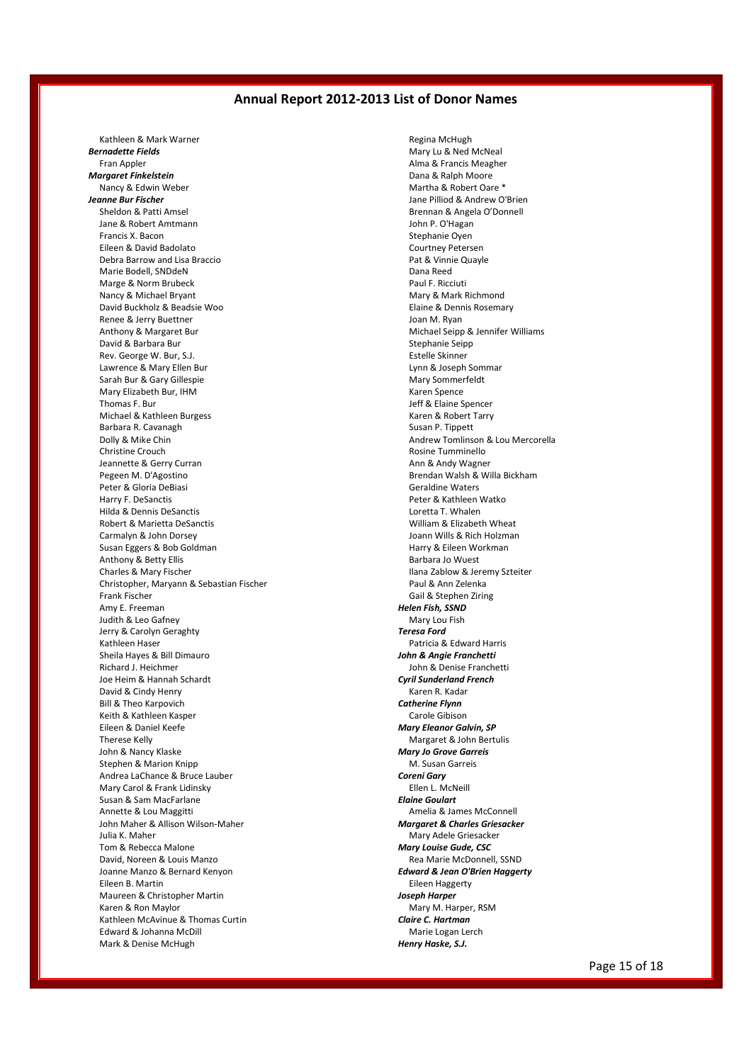## Annual Report 2012-2013 List of Donor Names

Kathleen & Mark Warner

***Bernadette Fields***

Fran Appler

***Margaret Finkelstein***

Nancy & Edwin Weber

***Jeanne Bur Fischer***

Sheldon & Patti Amsel
Jane & Robert Amtmann
Francis X. Bacon
Eileen & David Badolato
Debra Barrow and Lisa Braccio
Marie Bodell, SNDdeN
Marge & Norm Brubeck
Nancy & Michael Bryant
David Buckholz & Beadsie Woo
Renee & Jerry Buettner
Anthony & Margaret Bur
David & Barbara Bur
Rev. George W. Bur, S.J.
Lawrence & Mary Ellen Bur
Sarah Bur & Gary Gillespie
Mary Elizabeth Bur, IHM
Thomas F. Bur
Michael & Kathleen Burgess
Barbara R. Cavanagh
Dolly & Mike Chin
Christine Crouch
Jeannette & Gerry Curran
Pegeen M. D'Agostino
Peter & Gloria DeBiasi
Harry F. DeSanctis
Hilda & Dennis DeSanctis
Robert & Marietta DeSanctis
Carmalyn & John Dorsey
Susan Eggers & Bob Goldman
Anthony & Betty Ellis
Charles & Mary Fischer
Christopher, Maryann & Sebastian Fischer
Frank Fischer
Amy E. Freeman
Judith & Leo Gafney
Jerry & Carolyn Geraghty
Kathleen Haser
Sheila Hayes & Bill Dimauro
Richard J. Heichmer
Joe Heim & Hannah Schardt
David & Cindy Henry
Bill & Theo Karpovich
Keith & Kathleen Kasper
Eileen & Daniel Keefe
Therese Kelly
John & Nancy Klaske
Stephen & Marion Knipp
Andrea LaChance & Bruce Lauber
Mary Carol & Frank Lidinsky
Susan & Sam MacFarlane
Annette & Lou Maggitti
John Maher & Allison Wilson-Maher
Julia K. Maher
Tom & Rebecca Malone
David, Noreen & Louis Manzo
Joanne Manzo & Bernard Kenyon
Eileen B. Martin
Maureen & Christopher Martin
Karen & Ron Maylor
Kathleen McAvinue & Thomas Curtin
Edward & Johanna McDill
Mark & Denise McHugh
Regina McHugh
Mary Lu & Ned McNeal
Alma & Francis Meagher
Dana & Ralph Moore
Martha & Robert Oare *
Jane Pilliod & Andrew O'Brien
Brennan & Angela O'Donnell
John P. O'Hagan
Stephanie Oyen
Courtney Petersen
Pat & Vinnie Quayle
Dana Reed
Paul F. Ricciuti
Mary & Mark Richmond
Elaine & Dennis Rosemary
Joan M. Ryan
Michael Seipp & Jennifer Williams
Stephanie Seipp
Estelle Skinner
Lynn & Joseph Sommar
Mary Sommerfeldt
Karen Spence
Jeff & Elaine Spencer
Karen & Robert Tarry
Susan P. Tippett
Andrew Tomlinson & Lou Mercorella
Rosine Tumminello
Ann & Andy Wagner
Brendan Walsh & Willa Bickham
Geraldine Waters
Peter & Kathleen Watko
Loretta T. Whalen
William & Elizabeth Wheat
Joann Wills & Rich Holzman
Harry & Eileen Workman
Barbara Jo Wuest
Ilana Zablow & Jeremy Szteiter
Paul & Ann Zelenka
Gail & Stephen Ziring

***Helen Fish, SSND***

Mary Lou Fish

***Teresa Ford***

Patricia & Edward Harris

***John & Angie Franchetti***

John & Denise Franchetti

***Cyril Sunderland French***

Karen R. Kadar

***Catherine Flynn***

Carole Gibison

***Mary Eleanor Galvin, SP***

Margaret & John Bertulis

***Mary Jo Grove Garreis***

M. Susan Garreis

***Coreni Gary***

Ellen L. McNeill

***Elaine Goulart***

Amelia & James McConnell

***Margaret & Charles Griesacker***

Mary Adele Griesacker

***Mary Louise Gude, CSC***

Rea Marie McDonnell, SSND

***Edward & Jean O'Brien Haggerty***

Eileen Haggerty

***Joseph Harper***

Mary M. Harper, RSM

***Claire C. Hartman***

Marie Logan Lerch

***Henry Haske, S.J.***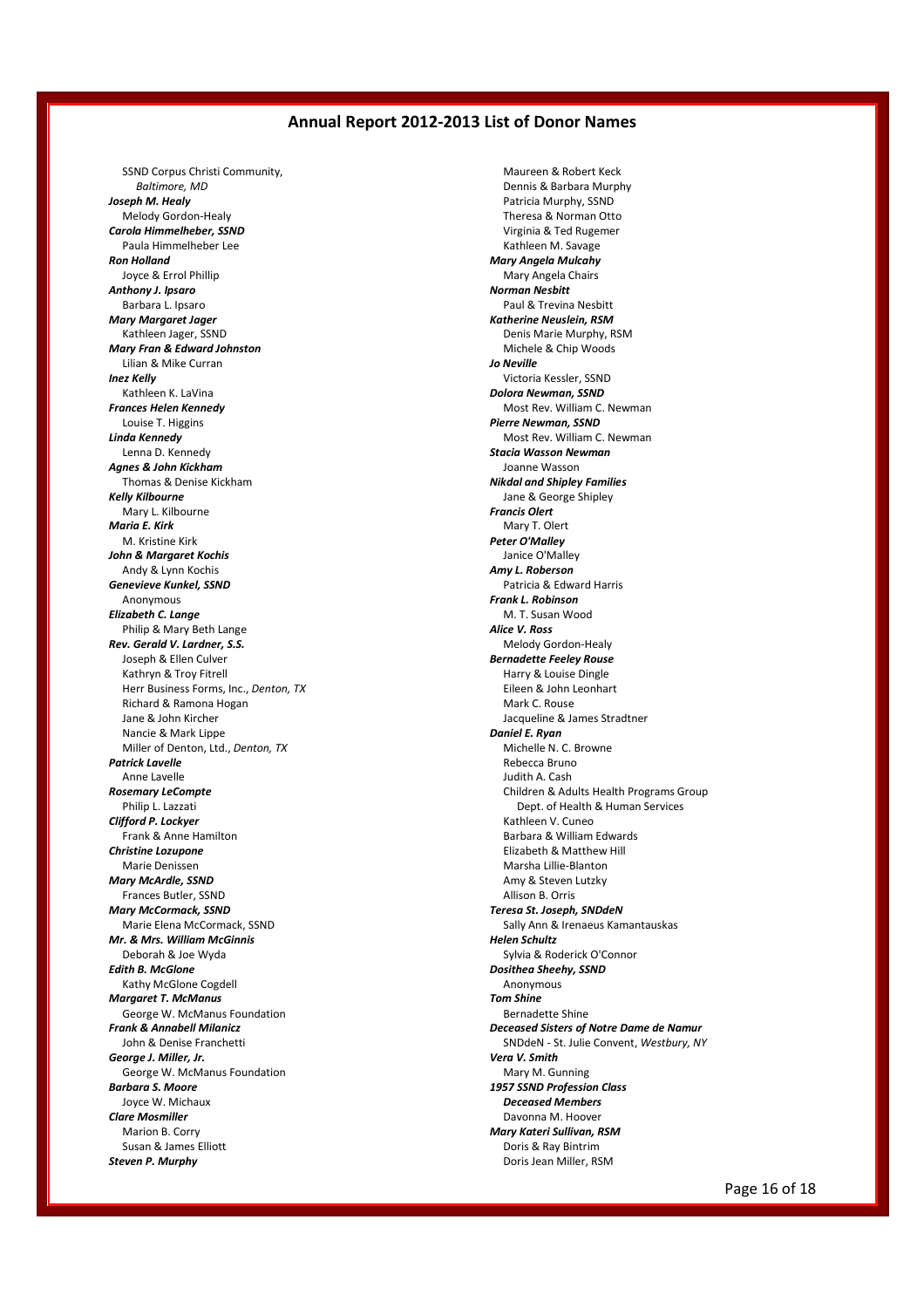## Annual Report 2012-2013 List of Donor Names

SSND Corpus Christi Community,
*Baltimore, MD*

***Joseph M. Healy***
Melody Gordon-Healy

***Carola Himmelheber, SSND***
Paula Himmelheber Lee

***Ron Holland***
Joyce & Errol Phillip

***Anthony J. Ipsaro***
Barbara L. Ipsaro

***Mary Margaret Jager***
Kathleen Jager, SSND

***Mary Fran & Edward Johnston***
Lilian & Mike Curran

***Inez Kelly***
Kathleen K. LaVina

***Frances Helen Kennedy***
Louise T. Higgins

***Linda Kennedy***
Lenna D. Kennedy

***Agnes & John Kickham***
Thomas & Denise Kickham

***Kelly Kilbourne***
Mary L. Kilbourne

***Maria E. Kirk***
M. Kristine Kirk

***John & Margaret Kochis***
Andy & Lynn Kochis

***Genevieve Kunkel, SSND***
Anonymous

***Elizabeth C. Lange***
Philip & Mary Beth Lange

***Rev. Gerald V. Lardner, S.S.***
Joseph & Ellen Culver
Kathryn & Troy Fitrell
Herr Business Forms, Inc., *Denton, TX*
Richard & Ramona Hogan
Jane & John Kircher
Nancie & Mark Lippe
Miller of Denton, Ltd., *Denton, TX*

***Patrick Lavelle***
Anne Lavelle

***Rosemary LeCompte***
Philip L. Lazzati

***Clifford P. Lockyer***
Frank & Anne Hamilton

***Christine Lozupone***
Marie Denissen

***Mary McArdle, SSND***
Frances Butler, SSND

***Mary McCormack, SSND***
Marie Elena McCormack, SSND

***Mr. & Mrs. William McGinnis***
Deborah & Joe Wyda

***Edith B. McGlone***
Kathy McGlone Cogdell

***Margaret T. McManus***
George W. McManus Foundation

***Frank & Annabell Milanicz***
John & Denise Franchetti

***George J. Miller, Jr.***
George W. McManus Foundation

***Barbara S. Moore***
Joyce W. Michaux

***Clare Mosmiller***
Marion B. Corry
Susan & James Elliott

***Steven P. Murphy***
Maureen & Robert Keck
Dennis & Barbara Murphy
Patricia Murphy, SSND
Theresa & Norman Otto
Virginia & Ted Rugemer
Kathleen M. Savage

***Mary Angela Mulcahy***
Mary Angela Chairs

***Norman Nesbitt***
Paul & Trevina Nesbitt

***Katherine Neuslein, RSM***
Denis Marie Murphy, RSM
Michele & Chip Woods

***Jo Neville***
Victoria Kessler, SSND

***Dolora Newman, SSND***
Most Rev. William C. Newman

***Pierre Newman, SSND***
Most Rev. William C. Newman

***Stacia Wasson Newman***
Joanne Wasson

***Nikdal and Shipley Families***
Jane & George Shipley

***Francis Olert***
Mary T. Olert

***Peter O'Malley***
Janice O'Malley

***Amy L. Roberson***
Patricia & Edward Harris

***Frank L. Robinson***
M. T. Susan Wood

***Alice V. Ross***
Melody Gordon-Healy

***Bernadette Feeley Rouse***
Harry & Louise Dingle
Eileen & John Leonhart
Mark C. Rouse
Jacqueline & James Stradtner

***Daniel E. Ryan***
Michelle N. C. Browne
Rebecca Bruno
Judith A. Cash
Children & Adults Health Programs Group
Dept. of Health & Human Services
Kathleen V. Cuneo
Barbara & William Edwards
Elizabeth & Matthew Hill
Marsha Lillie-Blanton
Amy & Steven Lutzky
Allison B. Orris

***Teresa St. Joseph, SNDdeN***
Sally Ann & Irenaeus Kamantauskas

***Helen Schultz***
Sylvia & Roderick O'Connor

***Dosithea Sheehy, SSND***
Anonymous

***Tom Shine***
Bernadette Shine

***Deceased Sisters of Notre Dame de Namur***
SNDdeN - St. Julie Convent, *Westbury, NY*

***Vera V. Smith***
Mary M. Gunning

***1957 SSND Profession Class***
***Deceased Members***
Davonna M. Hoover

***Mary Kateri Sullivan, RSM***
Doris & Ray Bintrim
Doris Jean Miller, RSM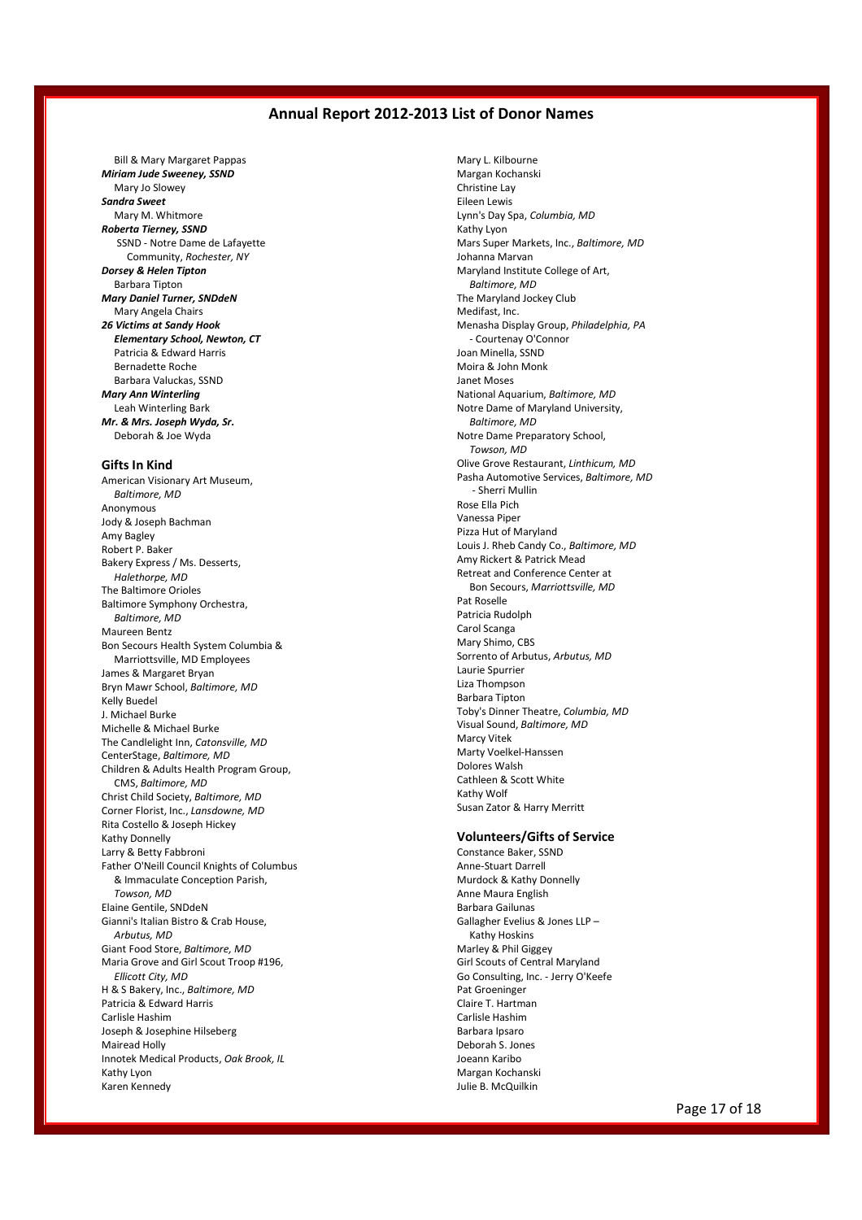# Annual Report 2012-2013 List of Donor Names

Bill & Mary Margaret Pappas
***Miriam Jude Sweeney, SSND***
Mary Jo Slowey
***Sandra Sweet***
Mary M. Whitmore
***Roberta Tierney, SSND***
SSND - Notre Dame de Lafayette Community, *Rochester, NY*
***Dorsey & Helen Tipton***
Barbara Tipton
***Mary Daniel Turner, SNDdeN***
Mary Angela Chairs
***26 Victims at Sandy Hook Elementary School, Newton, CT***
Patricia & Edward Harris
Bernadette Roche
Barbara Valuckas, SSND
***Mary Ann Winterling***
Leah Winterling Bark
***Mr. & Mrs. Joseph Wyda, Sr.***
Deborah & Joe Wyda

## Gifts In Kind

American Visionary Art Museum, *Baltimore, MD*
Anonymous
Jody & Joseph Bachman
Amy Bagley
Robert P. Baker
Bakery Express / Ms. Desserts, *Halethorpe, MD*
The Baltimore Orioles
Baltimore Symphony Orchestra, *Baltimore, MD*
Maureen Bentz
Bon Secours Health System Columbia & Marriottsville, MD Employees
James & Margaret Bryan
Bryn Mawr School, *Baltimore, MD*
Kelly Buedel
J. Michael Burke
Michelle & Michael Burke
The Candlelight Inn, *Catonsville, MD*
CenterStage, *Baltimore, MD*
Children & Adults Health Program Group, CMS, *Baltimore, MD*
Christ Child Society, *Baltimore, MD*
Corner Florist, Inc., *Lansdowne, MD*
Rita Costello & Joseph Hickey
Kathy Donnelly
Larry & Betty Fabbroni
Father O'Neill Council Knights of Columbus & Immaculate Conception Parish, *Towson, MD*
Elaine Gentile, SNDdeN
Gianni's Italian Bistro & Crab House, *Arbutus, MD*
Giant Food Store, *Baltimore, MD*
Maria Grove and Girl Scout Troop #196, *Ellicott City, MD*
H & S Bakery, Inc., *Baltimore, MD*
Patricia & Edward Harris
Carlisle Hashim
Joseph & Josephine Hilseberg
Mairead Holly
Innotek Medical Products, *Oak Brook, IL*
Kathy Lyon
Karen Kennedy
Mary L. Kilbourne
Margan Kochanski
Christine Lay
Eileen Lewis
Lynn's Day Spa, *Columbia, MD*
Kathy Lyon
Mars Super Markets, Inc., *Baltimore, MD*
Johanna Marvan
Maryland Institute College of Art, *Baltimore, MD*
The Maryland Jockey Club
Medifast, Inc.
Menasha Display Group, *Philadelphia, PA* - Courtenay O'Connor
Joan Minella, SSND
Moira & John Monk
Janet Moses
National Aquarium, *Baltimore, MD*
Notre Dame of Maryland University, *Baltimore, MD*
Notre Dame Preparatory School, *Towson, MD*
Olive Grove Restaurant, *Linthicum, MD*
Pasha Automotive Services, *Baltimore, MD* - Sherri Mullin
Rose Ella Pich
Vanessa Piper
Pizza Hut of Maryland
Louis J. Rheb Candy Co., *Baltimore, MD*
Amy Rickert & Patrick Mead
Retreat and Conference Center at Bon Secours, *Marriottsville, MD*
Pat Roselle
Patricia Rudolph
Carol Scanga
Mary Shimo, CBS
Sorrento of Arbutus, *Arbutus, MD*
Laurie Spurrier
Liza Thompson
Barbara Tipton
Toby's Dinner Theatre, *Columbia, MD*
Visual Sound, *Baltimore, MD*
Marcy Vitek
Marty Voelkel-Hanssen
Dolores Walsh
Cathleen & Scott White
Kathy Wolf
Susan Zator & Harry Merritt

## Volunteers/Gifts of Service

Constance Baker, SSND
Anne-Stuart Darrell
Murdock & Kathy Donnelly
Anne Maura English
Barbara Gailunas
Gallagher Evelius & Jones LLP – Kathy Hoskins
Marley & Phil Giggey
Girl Scouts of Central Maryland
Go Consulting, Inc. - Jerry O'Keefe
Pat Groeninger
Claire T. Hartman
Carlisle Hashim
Barbara Ipsaro
Deborah S. Jones
Joeann Karibo
Margan Kochanski
Julie B. McQuilkin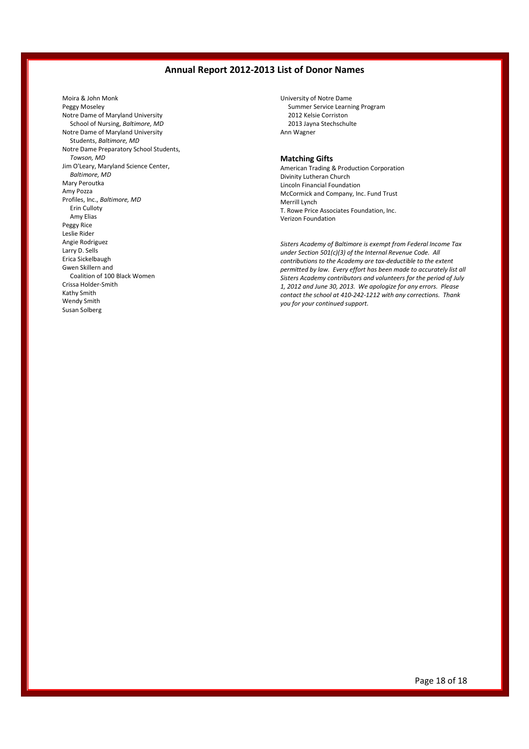## Annual Report 2012-2013 List of Donor Names

Moira & John Monk
Peggy Moseley
Notre Dame of Maryland University
School of Nursing, *Baltimore, MD*
Notre Dame of Maryland University
Students, *Baltimore, MD*
Notre Dame Preparatory School Students,
*Towson, MD*
Jim O'Leary, Maryland Science Center,
*Baltimore, MD*
Mary Peroutka
Amy Pozza
Profiles, Inc., *Baltimore, MD*
Erin Culloty
Amy Elias
Peggy Rice
Leslie Rider
Angie Rodriguez
Larry D. Sells
Erica Sickelbaugh
Gwen Skillern and
Coalition of 100 Black Women
Crissa Holder-Smith
Kathy Smith
Wendy Smith
Susan Solberg

University of Notre Dame
Summer Service Learning Program
2012 Kelsie Corriston
2013 Jayna Stechschulte
Ann Wagner

### Matching Gifts

American Trading & Production Corporation
Divinity Lutheran Church
Lincoln Financial Foundation
McCormick and Company, Inc. Fund Trust
Merrill Lynch
T. Rowe Price Associates Foundation, Inc.
Verizon Foundation

*Sisters Academy of Baltimore is exempt from Federal Income Tax under Section 501(c)(3) of the Internal Revenue Code. All contributions to the Academy are tax-deductible to the extent permitted by law. Every effort has been made to accurately list all Sisters Academy contributors and volunteers for the period of July 1, 2012 and June 30, 2013. We apologize for any errors. Please contact the school at 410-242-1212 with any corrections. Thank you for your continued support.*